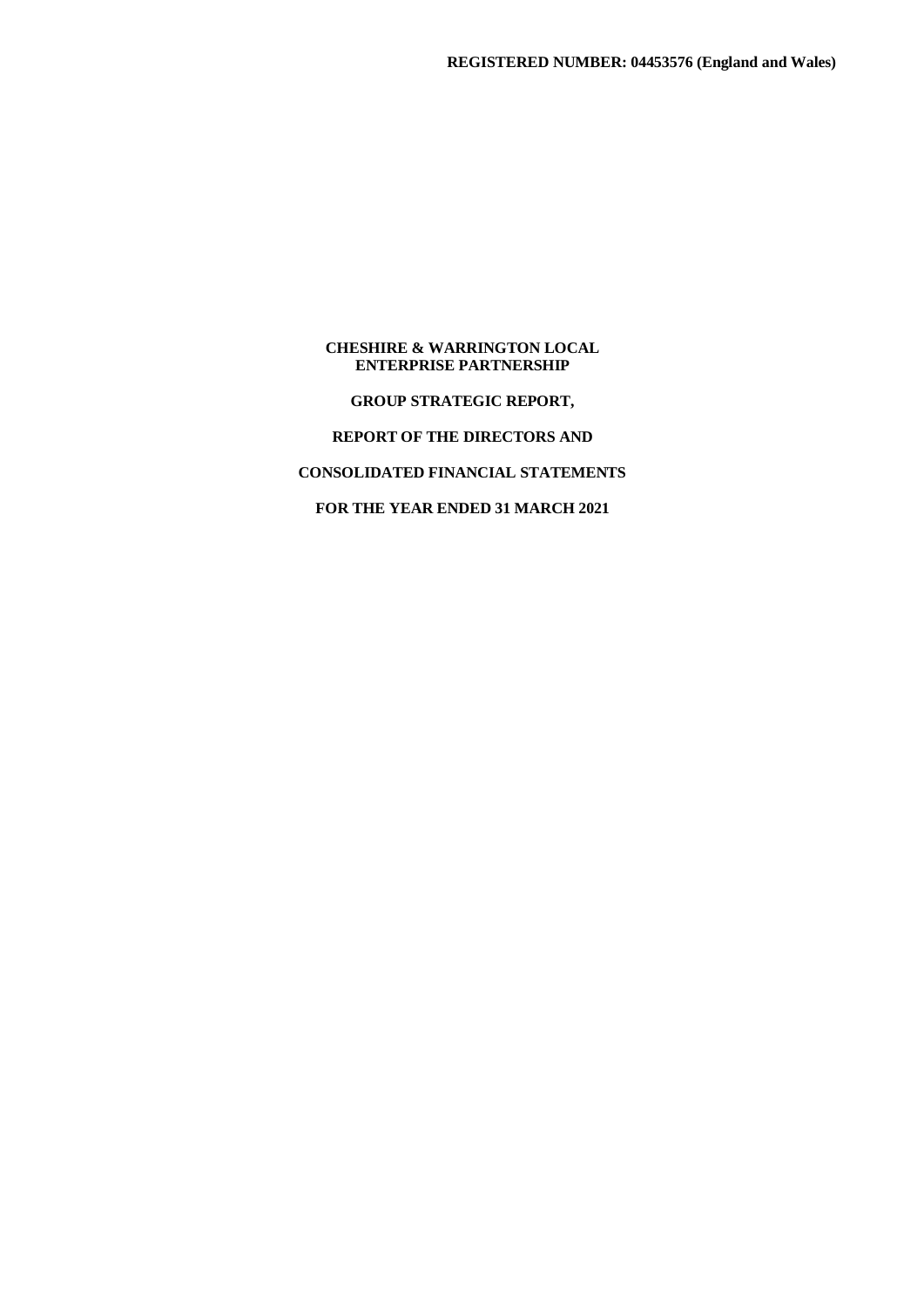**REGISTERED NUMBER: 04453576 (England and Wales)**

# CHESHIRE & WARRINGTON LOCAL ENTERPRISE PARTNERSHIP

## GROUP STRATEGIC REPORT,

## REPORT OF THE DIRECTORS AND

## CONSOLIDATED FINANCIAL STATEMENTS

## FOR THE YEAR ENDED 31 MARCH 2021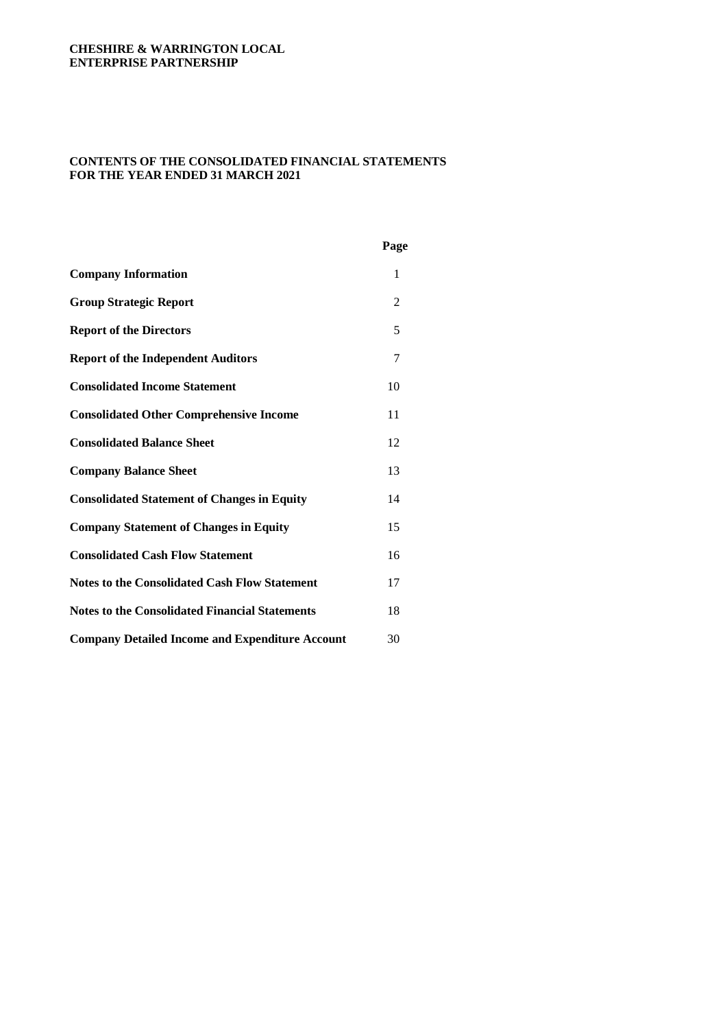**CHESHIRE & WARRINGTON LOCAL ENTERPRISE PARTNERSHIP**

# CONTENTS OF THE CONSOLIDATED FINANCIAL STATEMENTS FOR THE YEAR ENDED 31 MARCH 2021

| | Page |
|---|---|
| **Company Information** | 1 |
| **Group Strategic Report** | 2 |
| **Report of the Directors** | 5 |
| **Report of the Independent Auditors** | 7 |
| **Consolidated Income Statement** | 10 |
| **Consolidated Other Comprehensive Income** | 11 |
| **Consolidated Balance Sheet** | 12 |
| **Company Balance Sheet** | 13 |
| **Consolidated Statement of Changes in Equity** | 14 |
| **Company Statement of Changes in Equity** | 15 |
| **Consolidated Cash Flow Statement** | 16 |
| **Notes to the Consolidated Cash Flow Statement** | 17 |
| **Notes to the Consolidated Financial Statements** | 18 |
| **Company Detailed Income and Expenditure Account** | 30 |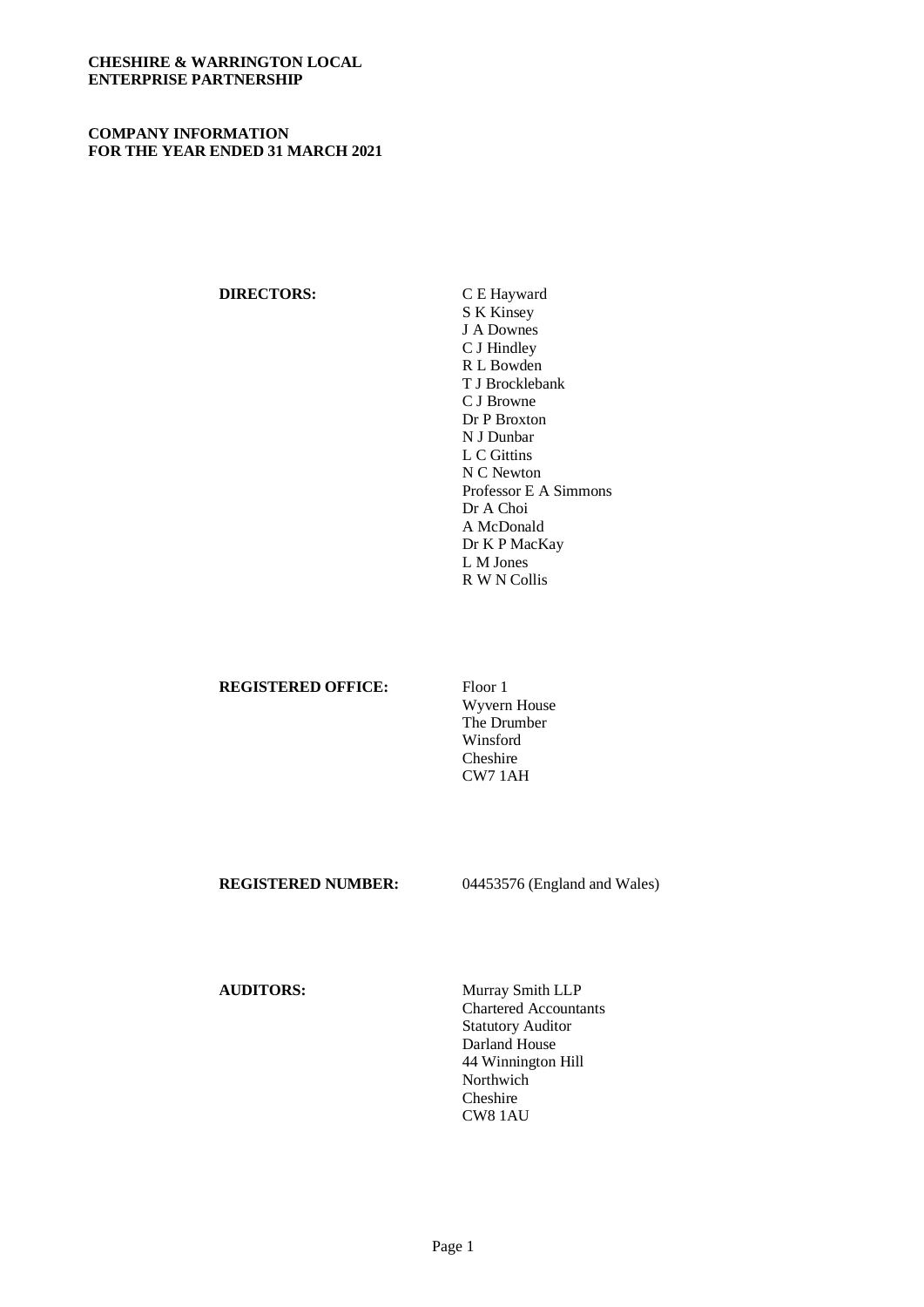**CHESHIRE & WARRINGTON LOCAL ENTERPRISE PARTNERSHIP**

**COMPANY INFORMATION FOR THE YEAR ENDED 31 MARCH 2021**

**DIRECTORS:**

C E Hayward
S K Kinsey
J A Downes
C J Hindley
R L Bowden
T J Brocklebank
C J Browne
Dr P Broxton
N J Dunbar
L C Gittins
N C Newton
Professor E A Simmons
Dr A Choi
A McDonald
Dr K P MacKay
L M Jones
R W N Collis

**REGISTERED OFFICE:**

Floor 1
Wyvern House
The Drumber
Winsford
Cheshire
CW7 1AH

**REGISTERED NUMBER:** 04453576 (England and Wales)

**AUDITORS:**

Murray Smith LLP
Chartered Accountants
Statutory Auditor
Darland House
44 Winnington Hill
Northwich
Cheshire
CW8 1AU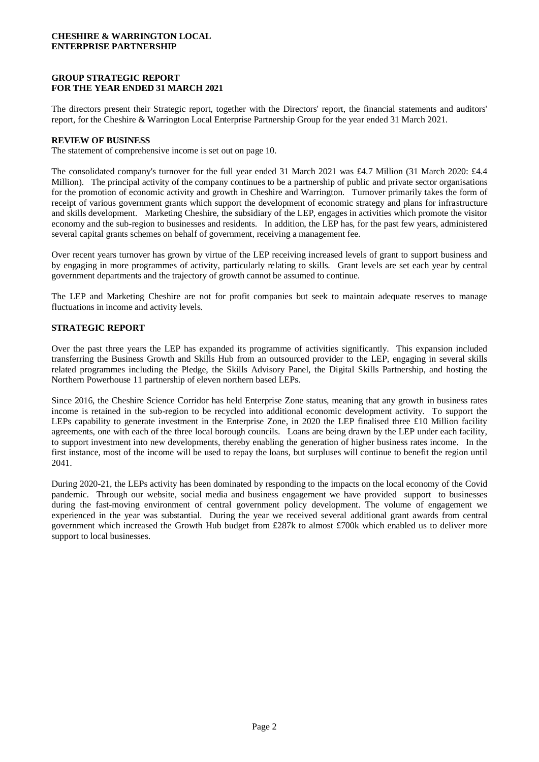# CHESHIRE & WARRINGTON LOCAL ENTERPRISE PARTNERSHIP

## GROUP STRATEGIC REPORT FOR THE YEAR ENDED 31 MARCH 2021

The directors present their Strategic report, together with the Directors' report, the financial statements and auditors' report, for the Cheshire & Warrington Local Enterprise Partnership Group for the year ended 31 March 2021.

### REVIEW OF BUSINESS

The statement of comprehensive income is set out on page 10.

The consolidated company's turnover for the full year ended 31 March 2021 was £4.7 Million (31 March 2020: £4.4 Million). The principal activity of the company continues to be a partnership of public and private sector organisations for the promotion of economic activity and growth in Cheshire and Warrington. Turnover primarily takes the form of receipt of various government grants which support the development of economic strategy and plans for infrastructure and skills development. Marketing Cheshire, the subsidiary of the LEP, engages in activities which promote the visitor economy and the sub-region to businesses and residents. In addition, the LEP has, for the past few years, administered several capital grants schemes on behalf of government, receiving a management fee.

Over recent years turnover has grown by virtue of the LEP receiving increased levels of grant to support business and by engaging in more programmes of activity, particularly relating to skills. Grant levels are set each year by central government departments and the trajectory of growth cannot be assumed to continue.

The LEP and Marketing Cheshire are not for profit companies but seek to maintain adequate reserves to manage fluctuations in income and activity levels.

### STRATEGIC REPORT

Over the past three years the LEP has expanded its programme of activities significantly. This expansion included transferring the Business Growth and Skills Hub from an outsourced provider to the LEP, engaging in several skills related programmes including the Pledge, the Skills Advisory Panel, the Digital Skills Partnership, and hosting the Northern Powerhouse 11 partnership of eleven northern based LEPs.

Since 2016, the Cheshire Science Corridor has held Enterprise Zone status, meaning that any growth in business rates income is retained in the sub-region to be recycled into additional economic development activity. To support the LEPs capability to generate investment in the Enterprise Zone, in 2020 the LEP finalised three £10 Million facility agreements, one with each of the three local borough councils. Loans are being drawn by the LEP under each facility, to support investment into new developments, thereby enabling the generation of higher business rates income. In the first instance, most of the income will be used to repay the loans, but surpluses will continue to benefit the region until 2041.

During 2020-21, the LEPs activity has been dominated by responding to the impacts on the local economy of the Covid pandemic. Through our website, social media and business engagement we have provided support to businesses during the fast-moving environment of central government policy development. The volume of engagement we experienced in the year was substantial. During the year we received several additional grant awards from central government which increased the Growth Hub budget from £287k to almost £700k which enabled us to deliver more support to local businesses.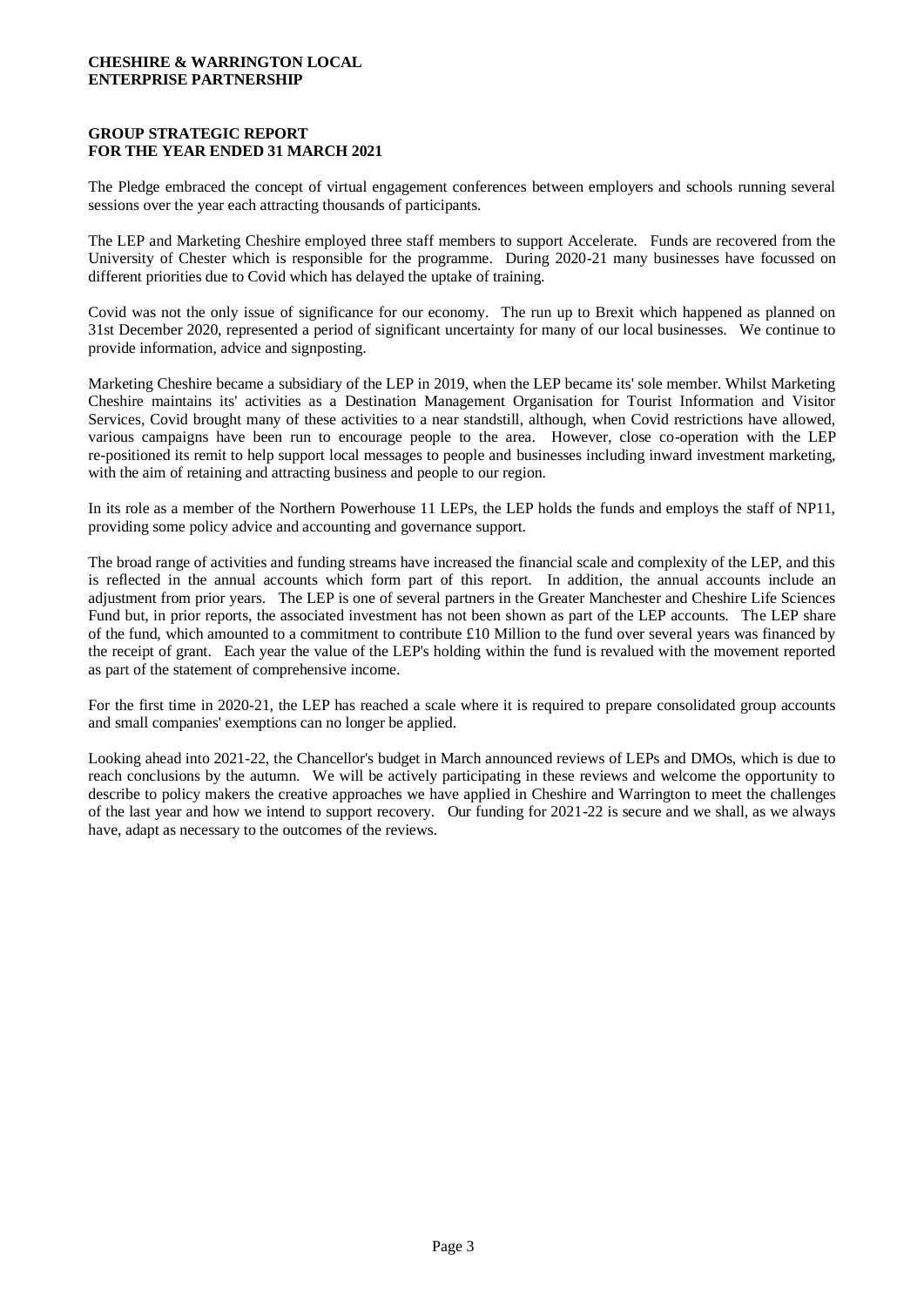**GROUP STRATEGIC REPORT**
**FOR THE YEAR ENDED 31 MARCH 2021**

The Pledge embraced the concept of virtual engagement conferences between employers and schools running several sessions over the year each attracting thousands of participants.

The LEP and Marketing Cheshire employed three staff members to support Accelerate. Funds are recovered from the University of Chester which is responsible for the programme. During 2020-21 many businesses have focussed on different priorities due to Covid which has delayed the uptake of training.

Covid was not the only issue of significance for our economy. The run up to Brexit which happened as planned on 31st December 2020, represented a period of significant uncertainty for many of our local businesses. We continue to provide information, advice and signposting.

Marketing Cheshire became a subsidiary of the LEP in 2019, when the LEP became its' sole member. Whilst Marketing Cheshire maintains its' activities as a Destination Management Organisation for Tourist Information and Visitor Services, Covid brought many of these activities to a near standstill, although, when Covid restrictions have allowed, various campaigns have been run to encourage people to the area. However, close co-operation with the LEP re-positioned its remit to help support local messages to people and businesses including inward investment marketing, with the aim of retaining and attracting business and people to our region.

In its role as a member of the Northern Powerhouse 11 LEPs, the LEP holds the funds and employs the staff of NP11, providing some policy advice and accounting and governance support.

The broad range of activities and funding streams have increased the financial scale and complexity of the LEP, and this is reflected in the annual accounts which form part of this report. In addition, the annual accounts include an adjustment from prior years. The LEP is one of several partners in the Greater Manchester and Cheshire Life Sciences Fund but, in prior reports, the associated investment has not been shown as part of the LEP accounts. The LEP share of the fund, which amounted to a commitment to contribute £10 Million to the fund over several years was financed by the receipt of grant. Each year the value of the LEP's holding within the fund is revalued with the movement reported as part of the statement of comprehensive income.

For the first time in 2020-21, the LEP has reached a scale where it is required to prepare consolidated group accounts and small companies' exemptions can no longer be applied.

Looking ahead into 2021-22, the Chancellor's budget in March announced reviews of LEPs and DMOs, which is due to reach conclusions by the autumn. We will be actively participating in these reviews and welcome the opportunity to describe to policy makers the creative approaches we have applied in Cheshire and Warrington to meet the challenges of the last year and how we intend to support recovery. Our funding for 2021-22 is secure and we shall, as we always have, adapt as necessary to the outcomes of the reviews.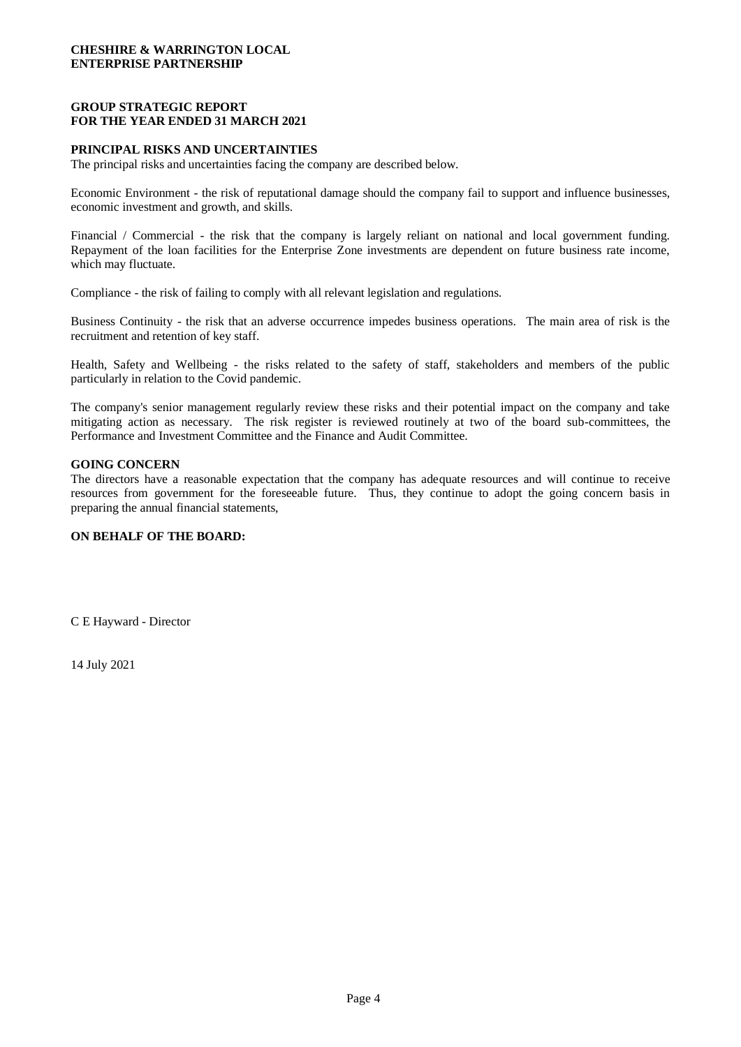**CHESHIRE & WARRINGTON LOCAL ENTERPRISE PARTNERSHIP**

**GROUP STRATEGIC REPORT FOR THE YEAR ENDED 31 MARCH 2021**

**PRINCIPAL RISKS AND UNCERTAINTIES**

The principal risks and uncertainties facing the company are described below.

Economic Environment - the risk of reputational damage should the company fail to support and influence businesses, economic investment and growth, and skills.

Financial / Commercial - the risk that the company is largely reliant on national and local government funding. Repayment of the loan facilities for the Enterprise Zone investments are dependent on future business rate income, which may fluctuate.

Compliance - the risk of failing to comply with all relevant legislation and regulations.

Business Continuity - the risk that an adverse occurrence impedes business operations. The main area of risk is the recruitment and retention of key staff.

Health, Safety and Wellbeing - the risks related to the safety of staff, stakeholders and members of the public particularly in relation to the Covid pandemic.

The company's senior management regularly review these risks and their potential impact on the company and take mitigating action as necessary. The risk register is reviewed routinely at two of the board sub-committees, the Performance and Investment Committee and the Finance and Audit Committee.

**GOING CONCERN**

The directors have a reasonable expectation that the company has adequate resources and will continue to receive resources from government for the foreseeable future. Thus, they continue to adopt the going concern basis in preparing the annual financial statements,

**ON BEHALF OF THE BOARD:**

C E Hayward - Director

14 July 2021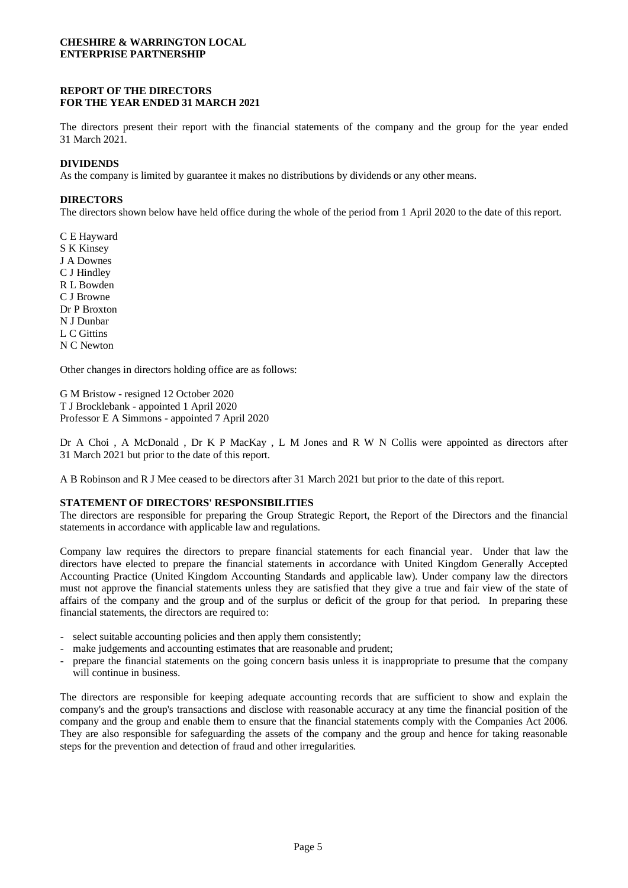**CHESHIRE & WARRINGTON LOCAL ENTERPRISE PARTNERSHIP**

# REPORT OF THE DIRECTORS FOR THE YEAR ENDED 31 MARCH 2021

The directors present their report with the financial statements of the company and the group for the year ended 31 March 2021.

## DIVIDENDS

As the company is limited by guarantee it makes no distributions by dividends or any other means.

## DIRECTORS

The directors shown below have held office during the whole of the period from 1 April 2020 to the date of this report.

C E Hayward
S K Kinsey
J A Downes
C J Hindley
R L Bowden
C J Browne
Dr P Broxton
N J Dunbar
L C Gittins
N C Newton

Other changes in directors holding office are as follows:

G M Bristow - resigned 12 October 2020
T J Brocklebank - appointed 1 April 2020
Professor E A Simmons - appointed 7 April 2020

Dr A Choi , A McDonald , Dr K P MacKay , L M Jones and R W N Collis were appointed as directors after 31 March 2021 but prior to the date of this report.

A B Robinson and R J Mee ceased to be directors after 31 March 2021 but prior to the date of this report.

## STATEMENT OF DIRECTORS' RESPONSIBILITIES

The directors are responsible for preparing the Group Strategic Report, the Report of the Directors and the financial statements in accordance with applicable law and regulations.

Company law requires the directors to prepare financial statements for each financial year. Under that law the directors have elected to prepare the financial statements in accordance with United Kingdom Generally Accepted Accounting Practice (United Kingdom Accounting Standards and applicable law). Under company law the directors must not approve the financial statements unless they are satisfied that they give a true and fair view of the state of affairs of the company and the group and of the surplus or deficit of the group for that period. In preparing these financial statements, the directors are required to:

- select suitable accounting policies and then apply them consistently;
- make judgements and accounting estimates that are reasonable and prudent;
- prepare the financial statements on the going concern basis unless it is inappropriate to presume that the company will continue in business.

The directors are responsible for keeping adequate accounting records that are sufficient to show and explain the company's and the group's transactions and disclose with reasonable accuracy at any time the financial position of the company and the group and enable them to ensure that the financial statements comply with the Companies Act 2006. They are also responsible for safeguarding the assets of the company and the group and hence for taking reasonable steps for the prevention and detection of fraud and other irregularities.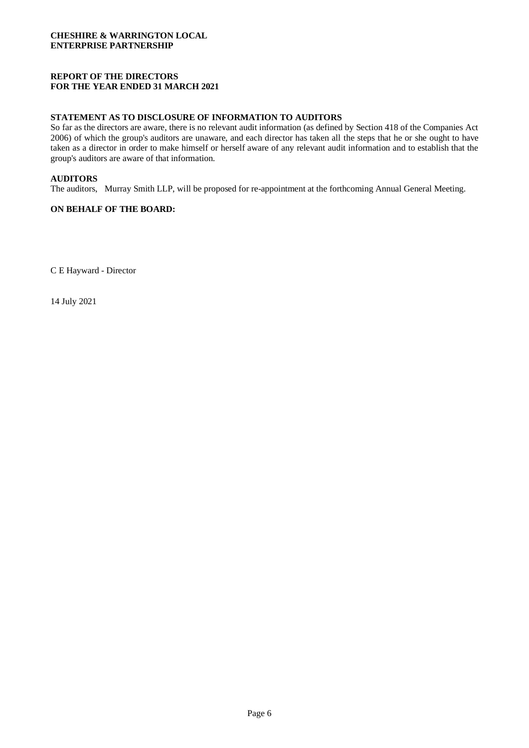**CHESHIRE & WARRINGTON LOCAL ENTERPRISE PARTNERSHIP**

**REPORT OF THE DIRECTORS FOR THE YEAR ENDED 31 MARCH 2021**

**STATEMENT AS TO DISCLOSURE OF INFORMATION TO AUDITORS**

So far as the directors are aware, there is no relevant audit information (as defined by Section 418 of the Companies Act 2006) of which the group's auditors are unaware, and each director has taken all the steps that he or she ought to have taken as a director in order to make himself or herself aware of any relevant audit information and to establish that the group's auditors are aware of that information.

**AUDITORS**

The auditors, Murray Smith LLP, will be proposed for re-appointment at the forthcoming Annual General Meeting.

**ON BEHALF OF THE BOARD:**

C E Hayward - Director

14 July 2021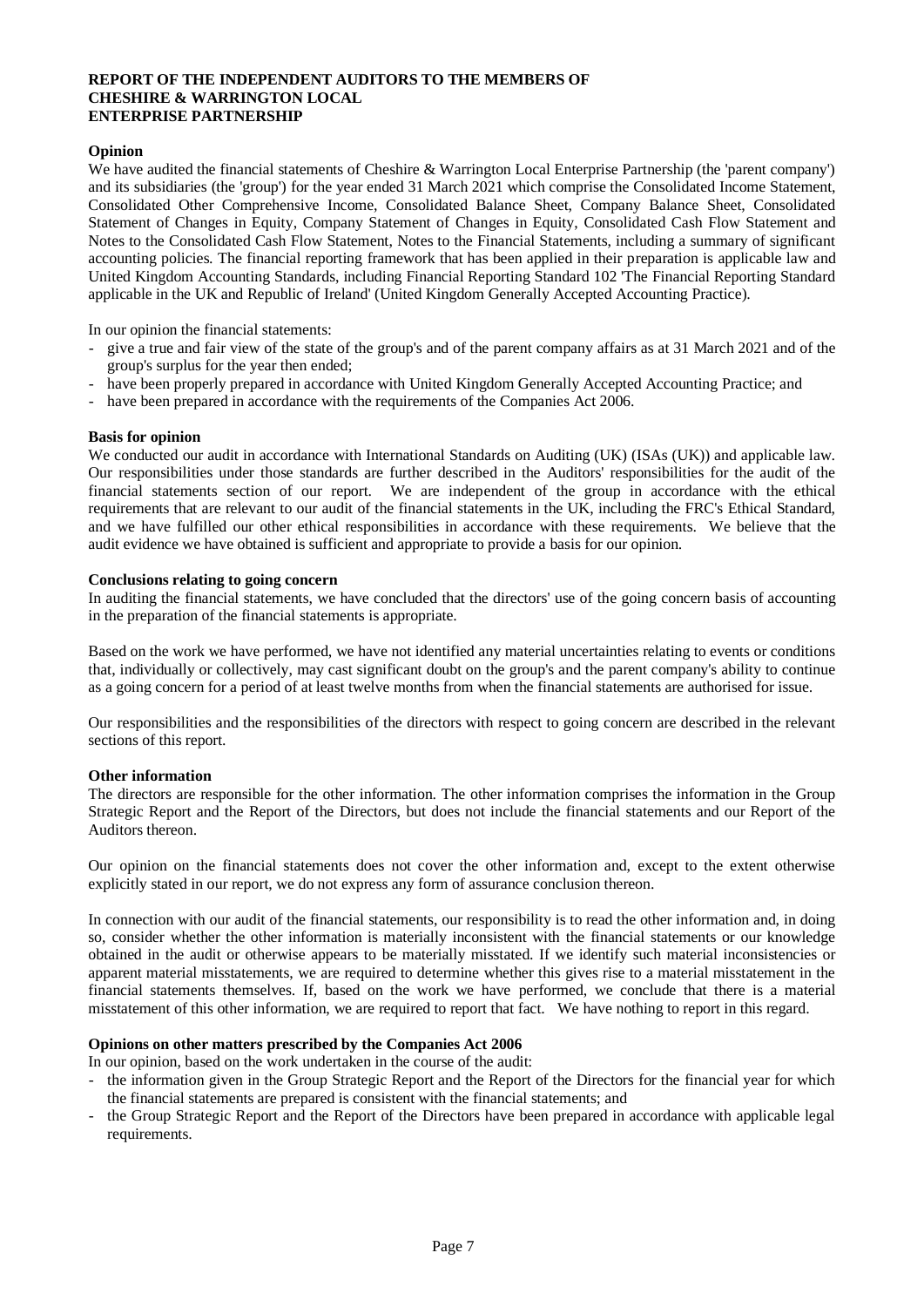**REPORT OF THE INDEPENDENT AUDITORS TO THE MEMBERS OF CHESHIRE & WARRINGTON LOCAL ENTERPRISE PARTNERSHIP**

**Opinion**

We have audited the financial statements of Cheshire & Warrington Local Enterprise Partnership (the 'parent company') and its subsidiaries (the 'group') for the year ended 31 March 2021 which comprise the Consolidated Income Statement, Consolidated Other Comprehensive Income, Consolidated Balance Sheet, Company Balance Sheet, Consolidated Statement of Changes in Equity, Company Statement of Changes in Equity, Consolidated Cash Flow Statement and Notes to the Consolidated Cash Flow Statement, Notes to the Financial Statements, including a summary of significant accounting policies. The financial reporting framework that has been applied in their preparation is applicable law and United Kingdom Accounting Standards, including Financial Reporting Standard 102 'The Financial Reporting Standard applicable in the UK and Republic of Ireland' (United Kingdom Generally Accepted Accounting Practice).

In our opinion the financial statements:

- give a true and fair view of the state of the group's and of the parent company affairs as at 31 March 2021 and of the group's surplus for the year then ended;
- have been properly prepared in accordance with United Kingdom Generally Accepted Accounting Practice; and
- have been prepared in accordance with the requirements of the Companies Act 2006.

**Basis for opinion**

We conducted our audit in accordance with International Standards on Auditing (UK) (ISAs (UK)) and applicable law. Our responsibilities under those standards are further described in the Auditors' responsibilities for the audit of the financial statements section of our report. We are independent of the group in accordance with the ethical requirements that are relevant to our audit of the financial statements in the UK, including the FRC's Ethical Standard, and we have fulfilled our other ethical responsibilities in accordance with these requirements. We believe that the audit evidence we have obtained is sufficient and appropriate to provide a basis for our opinion.

**Conclusions relating to going concern**

In auditing the financial statements, we have concluded that the directors' use of the going concern basis of accounting in the preparation of the financial statements is appropriate.

Based on the work we have performed, we have not identified any material uncertainties relating to events or conditions that, individually or collectively, may cast significant doubt on the group's and the parent company's ability to continue as a going concern for a period of at least twelve months from when the financial statements are authorised for issue.

Our responsibilities and the responsibilities of the directors with respect to going concern are described in the relevant sections of this report.

**Other information**

The directors are responsible for the other information. The other information comprises the information in the Group Strategic Report and the Report of the Directors, but does not include the financial statements and our Report of the Auditors thereon.

Our opinion on the financial statements does not cover the other information and, except to the extent otherwise explicitly stated in our report, we do not express any form of assurance conclusion thereon.

In connection with our audit of the financial statements, our responsibility is to read the other information and, in doing so, consider whether the other information is materially inconsistent with the financial statements or our knowledge obtained in the audit or otherwise appears to be materially misstated. If we identify such material inconsistencies or apparent material misstatements, we are required to determine whether this gives rise to a material misstatement in the financial statements themselves. If, based on the work we have performed, we conclude that there is a material misstatement of this other information, we are required to report that fact. We have nothing to report in this regard.

**Opinions on other matters prescribed by the Companies Act 2006**

In our opinion, based on the work undertaken in the course of the audit:

- the information given in the Group Strategic Report and the Report of the Directors for the financial year for which the financial statements are prepared is consistent with the financial statements; and
- the Group Strategic Report and the Report of the Directors have been prepared in accordance with applicable legal requirements.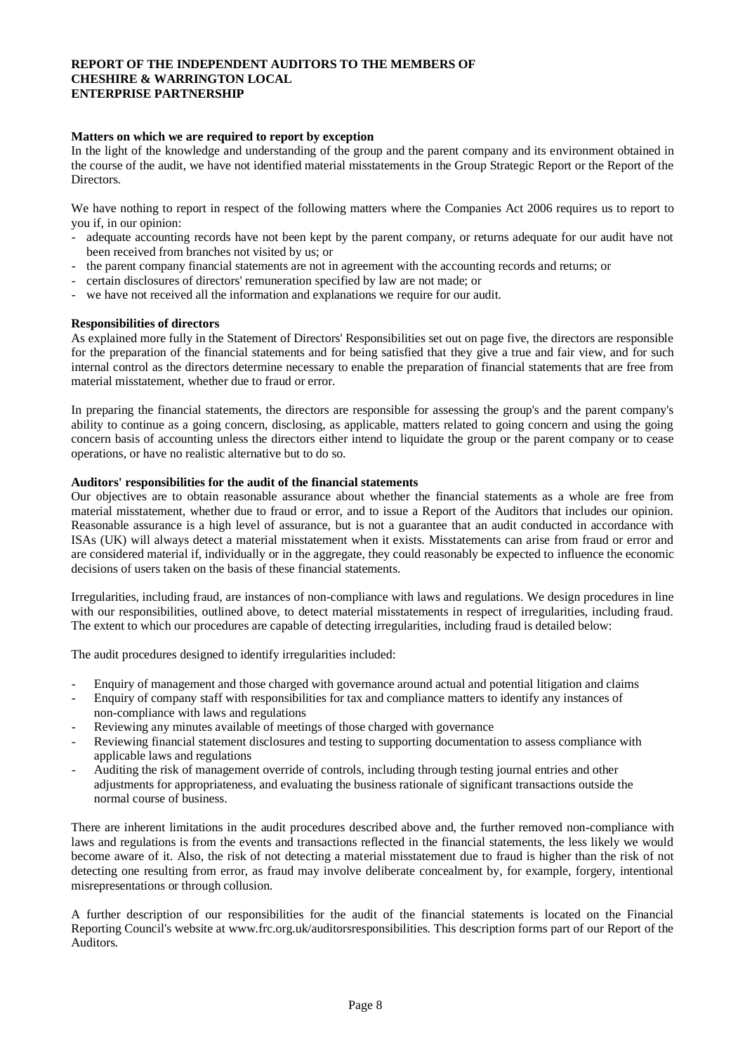**REPORT OF THE INDEPENDENT AUDITORS TO THE MEMBERS OF CHESHIRE & WARRINGTON LOCAL ENTERPRISE PARTNERSHIP**

**Matters on which we are required to report by exception**

In the light of the knowledge and understanding of the group and the parent company and its environment obtained in the course of the audit, we have not identified material misstatements in the Group Strategic Report or the Report of the Directors.

We have nothing to report in respect of the following matters where the Companies Act 2006 requires us to report to you if, in our opinion:

- adequate accounting records have not been kept by the parent company, or returns adequate for our audit have not been received from branches not visited by us; or
- the parent company financial statements are not in agreement with the accounting records and returns; or
- certain disclosures of directors' remuneration specified by law are not made; or
- we have not received all the information and explanations we require for our audit.

**Responsibilities of directors**

As explained more fully in the Statement of Directors' Responsibilities set out on page five, the directors are responsible for the preparation of the financial statements and for being satisfied that they give a true and fair view, and for such internal control as the directors determine necessary to enable the preparation of financial statements that are free from material misstatement, whether due to fraud or error.

In preparing the financial statements, the directors are responsible for assessing the group's and the parent company's ability to continue as a going concern, disclosing, as applicable, matters related to going concern and using the going concern basis of accounting unless the directors either intend to liquidate the group or the parent company or to cease operations, or have no realistic alternative but to do so.

**Auditors' responsibilities for the audit of the financial statements**

Our objectives are to obtain reasonable assurance about whether the financial statements as a whole are free from material misstatement, whether due to fraud or error, and to issue a Report of the Auditors that includes our opinion. Reasonable assurance is a high level of assurance, but is not a guarantee that an audit conducted in accordance with ISAs (UK) will always detect a material misstatement when it exists. Misstatements can arise from fraud or error and are considered material if, individually or in the aggregate, they could reasonably be expected to influence the economic decisions of users taken on the basis of these financial statements.

Irregularities, including fraud, are instances of non-compliance with laws and regulations. We design procedures in line with our responsibilities, outlined above, to detect material misstatements in respect of irregularities, including fraud. The extent to which our procedures are capable of detecting irregularities, including fraud is detailed below:

The audit procedures designed to identify irregularities included:

- Enquiry of management and those charged with governance around actual and potential litigation and claims
- Enquiry of company staff with responsibilities for tax and compliance matters to identify any instances of non-compliance with laws and regulations
- Reviewing any minutes available of meetings of those charged with governance
- Reviewing financial statement disclosures and testing to supporting documentation to assess compliance with applicable laws and regulations
- Auditing the risk of management override of controls, including through testing journal entries and other adjustments for appropriateness, and evaluating the business rationale of significant transactions outside the normal course of business.

There are inherent limitations in the audit procedures described above and, the further removed non-compliance with laws and regulations is from the events and transactions reflected in the financial statements, the less likely we would become aware of it. Also, the risk of not detecting a material misstatement due to fraud is higher than the risk of not detecting one resulting from error, as fraud may involve deliberate concealment by, for example, forgery, intentional misrepresentations or through collusion.

A further description of our responsibilities for the audit of the financial statements is located on the Financial Reporting Council's website at www.frc.org.uk/auditorsresponsibilities. This description forms part of our Report of the Auditors.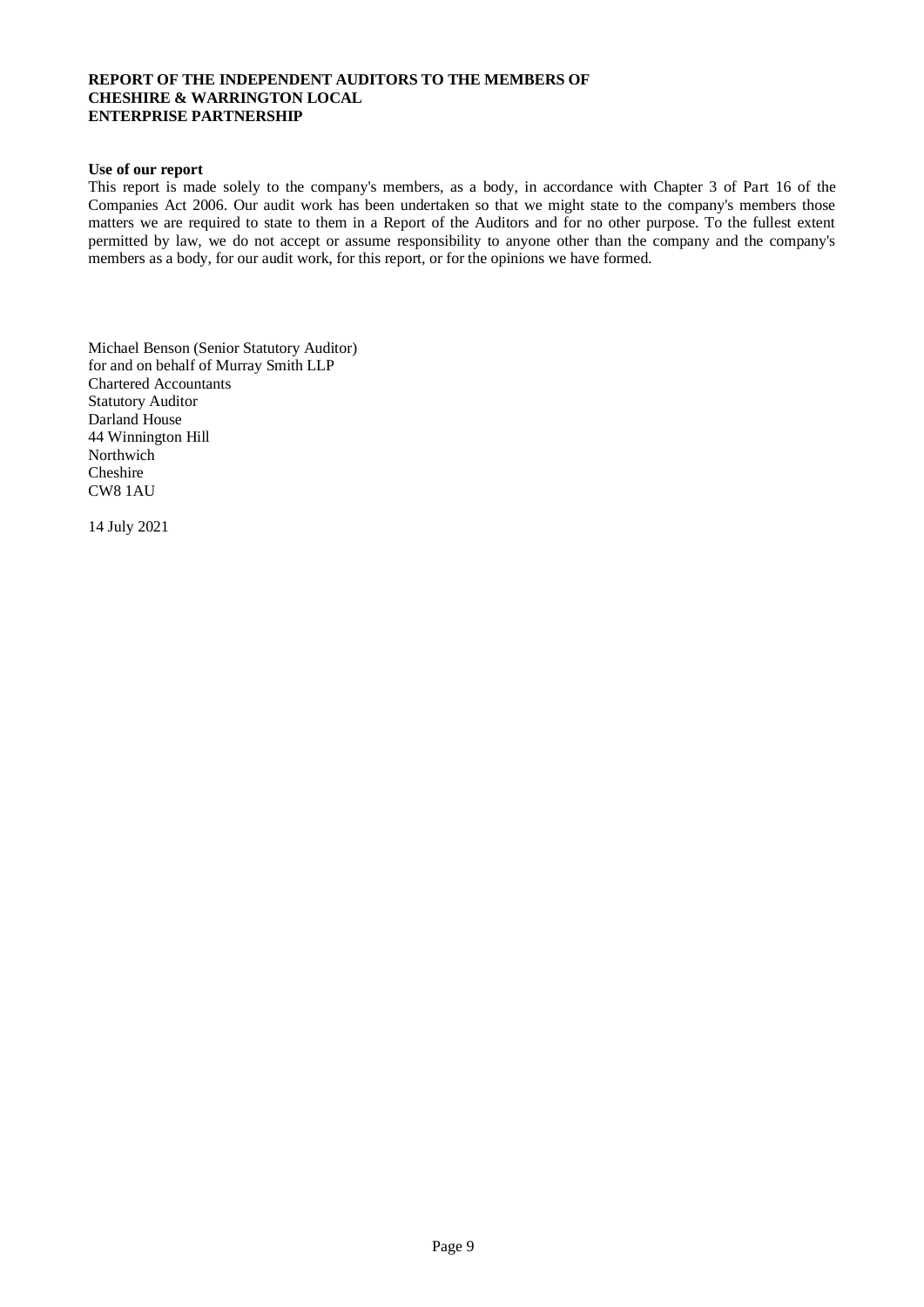**REPORT OF THE INDEPENDENT AUDITORS TO THE MEMBERS OF CHESHIRE & WARRINGTON LOCAL ENTERPRISE PARTNERSHIP**

**Use of our report**

This report is made solely to the company's members, as a body, in accordance with Chapter 3 of Part 16 of the Companies Act 2006. Our audit work has been undertaken so that we might state to the company's members those matters we are required to state to them in a Report of the Auditors and for no other purpose. To the fullest extent permitted by law, we do not accept or assume responsibility to anyone other than the company and the company's members as a body, for our audit work, for this report, or for the opinions we have formed.

Michael Benson (Senior Statutory Auditor)
for and on behalf of Murray Smith LLP
Chartered Accountants
Statutory Auditor
Darland House
44 Winnington Hill
Northwich
Cheshire
CW8 1AU

14 July 2021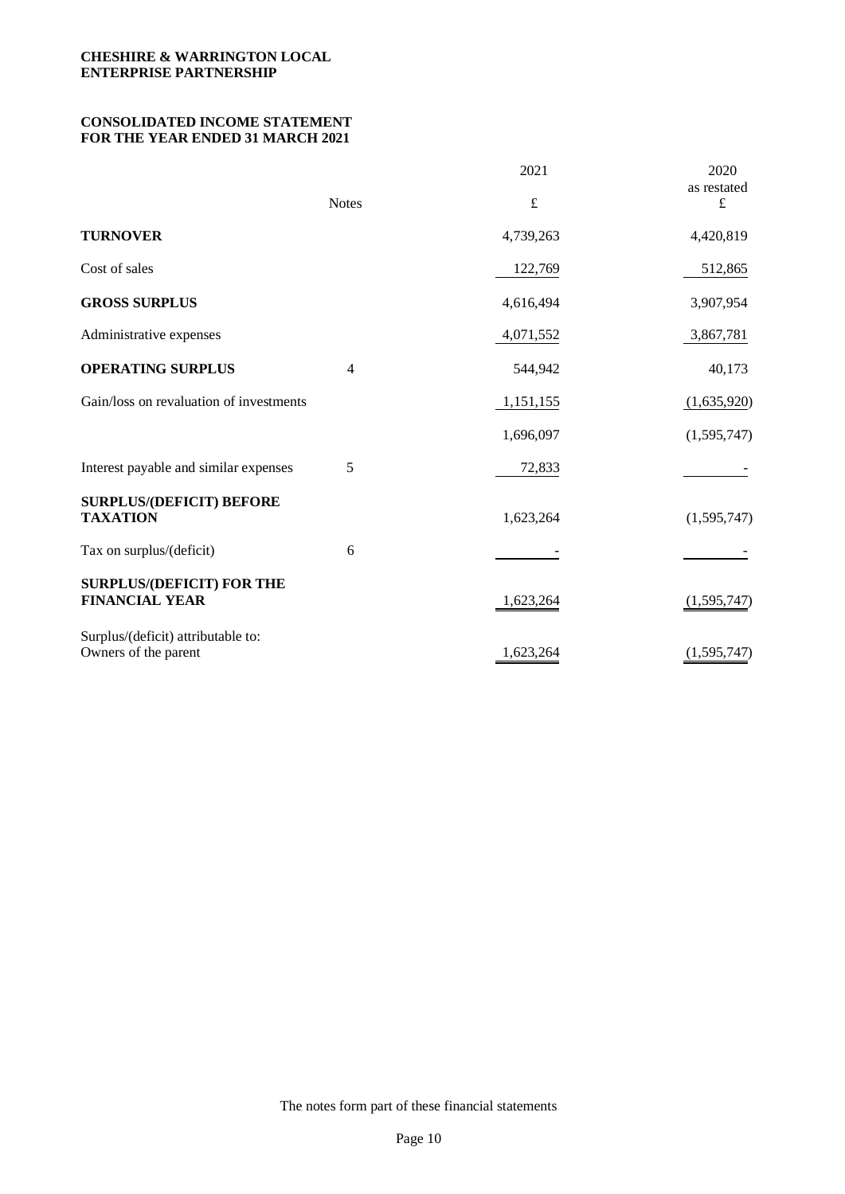**CHESHIRE & WARRINGTON LOCAL ENTERPRISE PARTNERSHIP**

## CONSOLIDATED INCOME STATEMENT FOR THE YEAR ENDED 31 MARCH 2021

| | Notes | 2021 £ | 2020 as restated £ |
|---|---|---|---|
| **TURNOVER** | | 4,739,263 | 4,420,819 |
| Cost of sales | | 122,769 | 512,865 |
| **GROSS SURPLUS** | | 4,616,494 | 3,907,954 |
| Administrative expenses | | 4,071,552 | 3,867,781 |
| **OPERATING SURPLUS** | 4 | 544,942 | 40,173 |
| Gain/loss on revaluation of investments | | 1,151,155 | (1,635,920) |
| | | 1,696,097 | (1,595,747) |
| Interest payable and similar expenses | 5 | 72,833 | - |
| **SURPLUS/(DEFICIT) BEFORE TAXATION** | | 1,623,264 | (1,595,747) |
| Tax on surplus/(deficit) | 6 | - | - |
| **SURPLUS/(DEFICIT) FOR THE FINANCIAL YEAR** | | 1,623,264 | (1,595,747) |
| Surplus/(deficit) attributable to: Owners of the parent | | 1,623,264 | (1,595,747) |

The notes form part of these financial statements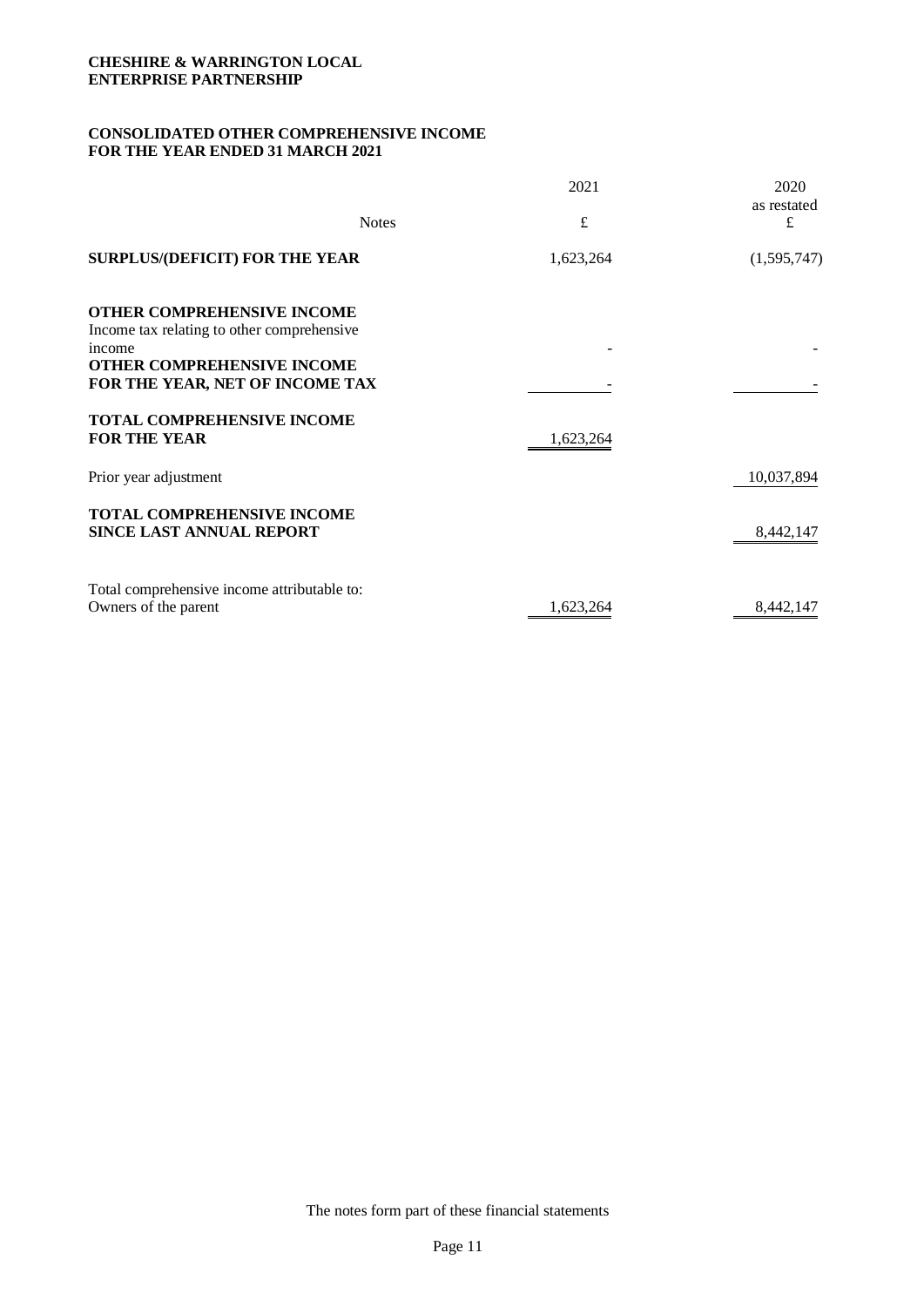**CHESHIRE & WARRINGTON LOCAL ENTERPRISE PARTNERSHIP**

## CONSOLIDATED OTHER COMPREHENSIVE INCOME FOR THE YEAR ENDED 31 MARCH 2021

| | Notes | 2021 £ | 2020 as restated £ |
|---|---|---|---|
| **SURPLUS/(DEFICIT) FOR THE YEAR** | | 1,623,264 | (1,595,747) |
| **OTHER COMPREHENSIVE INCOME** | | | |
| Income tax relating to other comprehensive income | | - | - |
| **OTHER COMPREHENSIVE INCOME FOR THE YEAR, NET OF INCOME TAX** | | - | - |
| **TOTAL COMPREHENSIVE INCOME FOR THE YEAR** | | 1,623,264 | |
| Prior year adjustment | | | 10,037,894 |
| **TOTAL COMPREHENSIVE INCOME SINCE LAST ANNUAL REPORT** | | | 8,442,147 |
| Total comprehensive income attributable to: | | | |
| Owners of the parent | | 1,623,264 | 8,442,147 |

The notes form part of these financial statements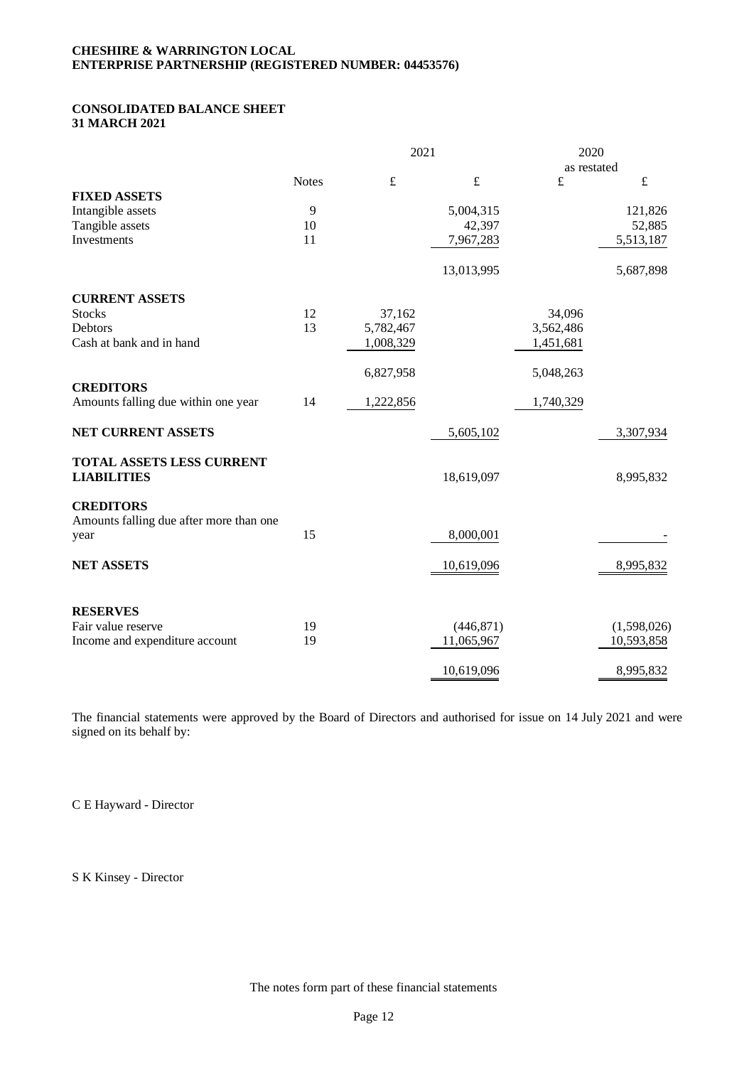**CHESHIRE & WARRINGTON LOCAL ENTERPRISE PARTNERSHIP (REGISTERED NUMBER: 04453576)**

# CONSOLIDATED BALANCE SHEET
## 31 MARCH 2021

| | Notes | 2021 £ | 2021 £ | 2020 as restated £ | 2020 as restated £ |
|---|---|---|---|---|---|
| **FIXED ASSETS** | | | | | |
| Intangible assets | 9 | | 5,004,315 | | 121,826 |
| Tangible assets | 10 | | 42,397 | | 52,885 |
| Investments | 11 | | 7,967,283 | | 5,513,187 |
| | | | 13,013,995 | | 5,687,898 |
| **CURRENT ASSETS** | | | | | |
| Stocks | 12 | 37,162 | | 34,096 | |
| Debtors | 13 | 5,782,467 | | 3,562,486 | |
| Cash at bank and in hand | | 1,008,329 | | 1,451,681 | |
| | | 6,827,958 | | 5,048,263 | |
| **CREDITORS** | | | | | |
| Amounts falling due within one year | 14 | 1,222,856 | | 1,740,329 | |
| **NET CURRENT ASSETS** | | | 5,605,102 | | 3,307,934 |
| **TOTAL ASSETS LESS CURRENT LIABILITIES** | | | 18,619,097 | | 8,995,832 |
| **CREDITORS** | | | | | |
| Amounts falling due after more than one year | 15 | | 8,000,001 | | - |
| **NET ASSETS** | | | 10,619,096 | | 8,995,832 |
| **RESERVES** | | | | | |
| Fair value reserve | 19 | | (446,871) | | (1,598,026) |
| Income and expenditure account | 19 | | 11,065,967 | | 10,593,858 |
| | | | 10,619,096 | | 8,995,832 |

The financial statements were approved by the Board of Directors and authorised for issue on 14 July 2021 and were signed on its behalf by:

C E Hayward - Director

S K Kinsey - Director

The notes form part of these financial statements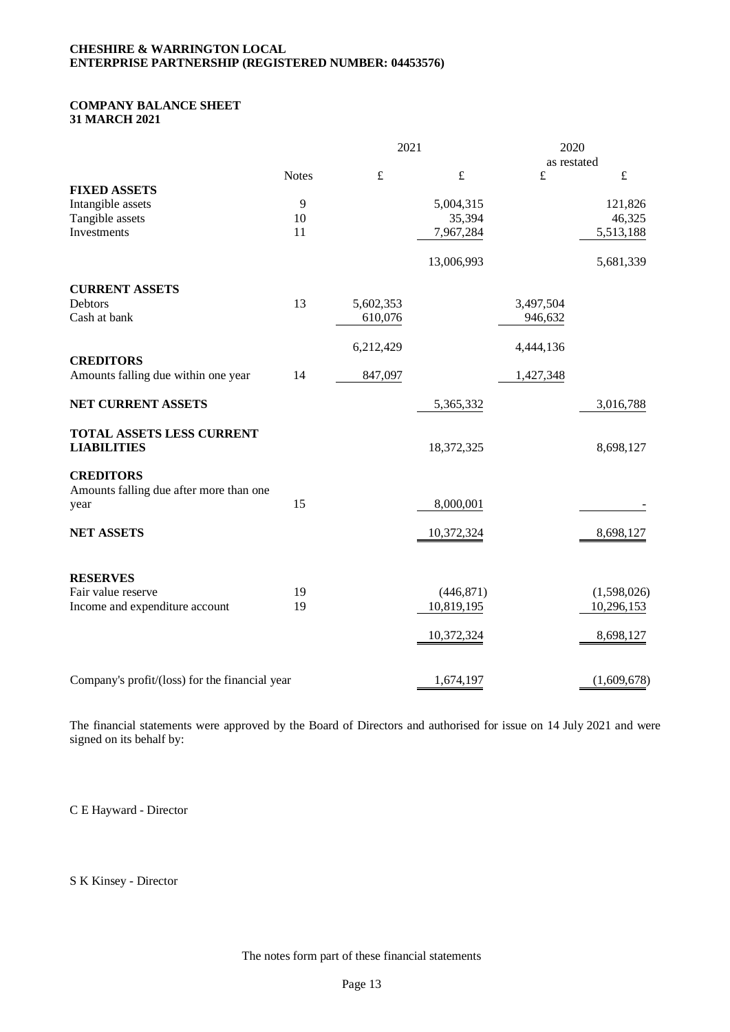**CHESHIRE & WARRINGTON LOCAL ENTERPRISE PARTNERSHIP (REGISTERED NUMBER: 04453576)**

## COMPANY BALANCE SHEET
## 31 MARCH 2021

| | Notes | 2021 £ | 2021 £ | 2020 as restated £ | 2020 as restated £ |
|---|---|---|---|---|---|
| **FIXED ASSETS** | | | | | |
| Intangible assets | 9 | | 5,004,315 | | 121,826 |
| Tangible assets | 10 | | 35,394 | | 46,325 |
| Investments | 11 | | 7,967,284 | | 5,513,188 |
| | | | 13,006,993 | | 5,681,339 |
| **CURRENT ASSETS** | | | | | |
| Debtors | 13 | 5,602,353 | | 3,497,504 | |
| Cash at bank | | 610,076 | | 946,632 | |
| | | 6,212,429 | | 4,444,136 | |
| **CREDITORS** | | | | | |
| Amounts falling due within one year | 14 | 847,097 | | 1,427,348 | |
| **NET CURRENT ASSETS** | | | 5,365,332 | | 3,016,788 |
| **TOTAL ASSETS LESS CURRENT LIABILITIES** | | | 18,372,325 | | 8,698,127 |
| **CREDITORS** | | | | | |
| Amounts falling due after more than one year | 15 | | 8,000,001 | | - |
| **NET ASSETS** | | | 10,372,324 | | 8,698,127 |
| **RESERVES** | | | | | |
| Fair value reserve | 19 | | (446,871) | | (1,598,026) |
| Income and expenditure account | 19 | | 10,819,195 | | 10,296,153 |
| | | | 10,372,324 | | 8,698,127 |
| Company's profit/(loss) for the financial year | | | 1,674,197 | | (1,609,678) |

The financial statements were approved by the Board of Directors and authorised for issue on 14 July 2021 and were signed on its behalf by:

C E Hayward - Director

S K Kinsey - Director

The notes form part of these financial statements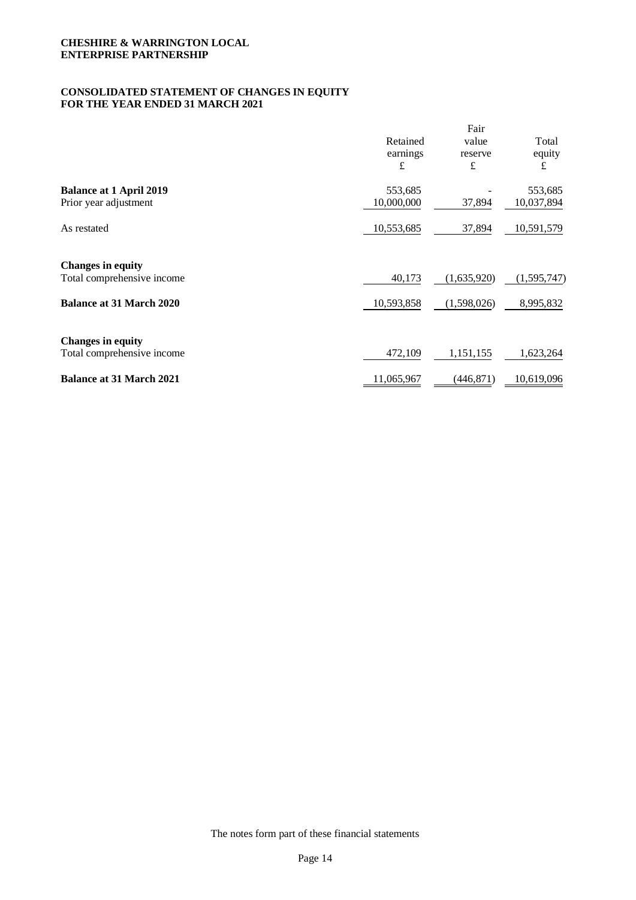**CHESHIRE & WARRINGTON LOCAL ENTERPRISE PARTNERSHIP**

## CONSOLIDATED STATEMENT OF CHANGES IN EQUITY FOR THE YEAR ENDED 31 MARCH 2021

| | Retained earnings £ | Fair value reserve £ | Total equity £ |
|---|---|---|---|
| **Balance at 1 April 2019** | 553,685 | - | 553,685 |
| Prior year adjustment | 10,000,000 | 37,894 | 10,037,894 |
| As restated | 10,553,685 | 37,894 | 10,591,579 |
| **Changes in equity** | | | |
| Total comprehensive income | 40,173 | (1,635,920) | (1,595,747) |
| **Balance at 31 March 2020** | 10,593,858 | (1,598,026) | 8,995,832 |
| **Changes in equity** | | | |
| Total comprehensive income | 472,109 | 1,151,155 | 1,623,264 |
| **Balance at 31 March 2021** | 11,065,967 | (446,871) | 10,619,096 |

The notes form part of these financial statements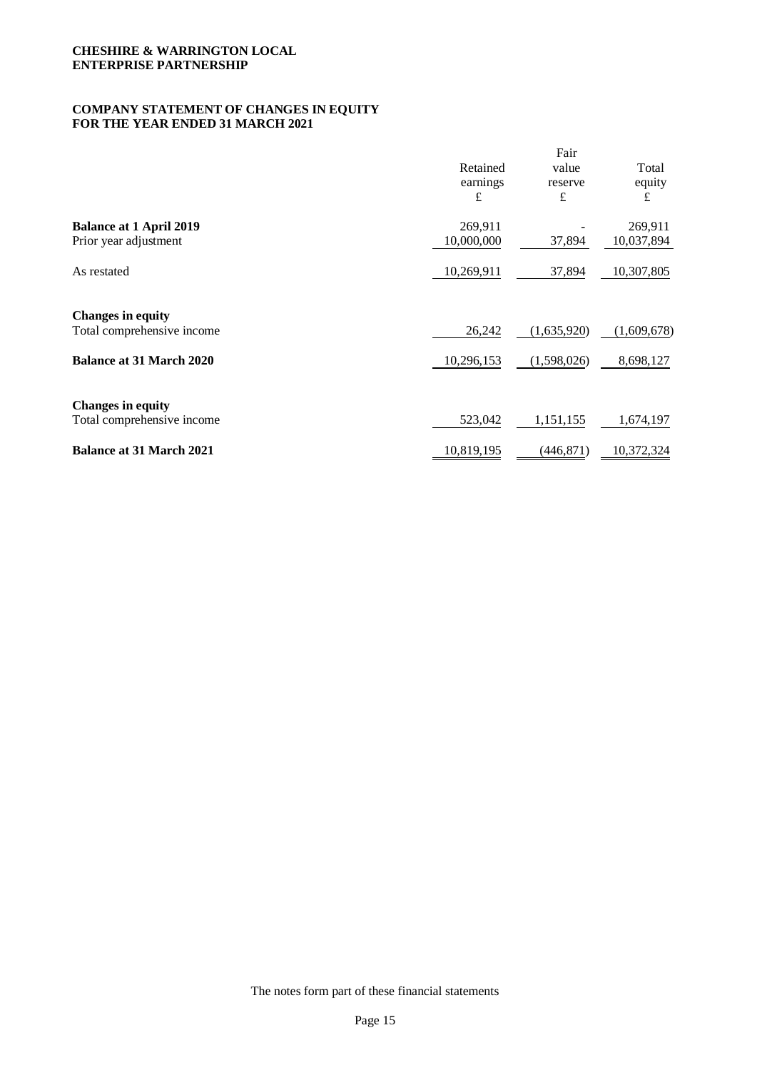**CHESHIRE & WARRINGTON LOCAL ENTERPRISE PARTNERSHIP**

## COMPANY STATEMENT OF CHANGES IN EQUITY FOR THE YEAR ENDED 31 MARCH 2021

| | Retained earnings £ | Fair value reserve £ | Total equity £ |
|---|---|---|---|
| **Balance at 1 April 2019** | 269,911 | - | 269,911 |
| Prior year adjustment | 10,000,000 | 37,894 | 10,037,894 |
| As restated | 10,269,911 | 37,894 | 10,307,805 |
| **Changes in equity** | | | |
| Total comprehensive income | 26,242 | (1,635,920) | (1,609,678) |
| **Balance at 31 March 2020** | 10,296,153 | (1,598,026) | 8,698,127 |
| **Changes in equity** | | | |
| Total comprehensive income | 523,042 | 1,151,155 | 1,674,197 |
| **Balance at 31 March 2021** | 10,819,195 | (446,871) | 10,372,324 |

The notes form part of these financial statements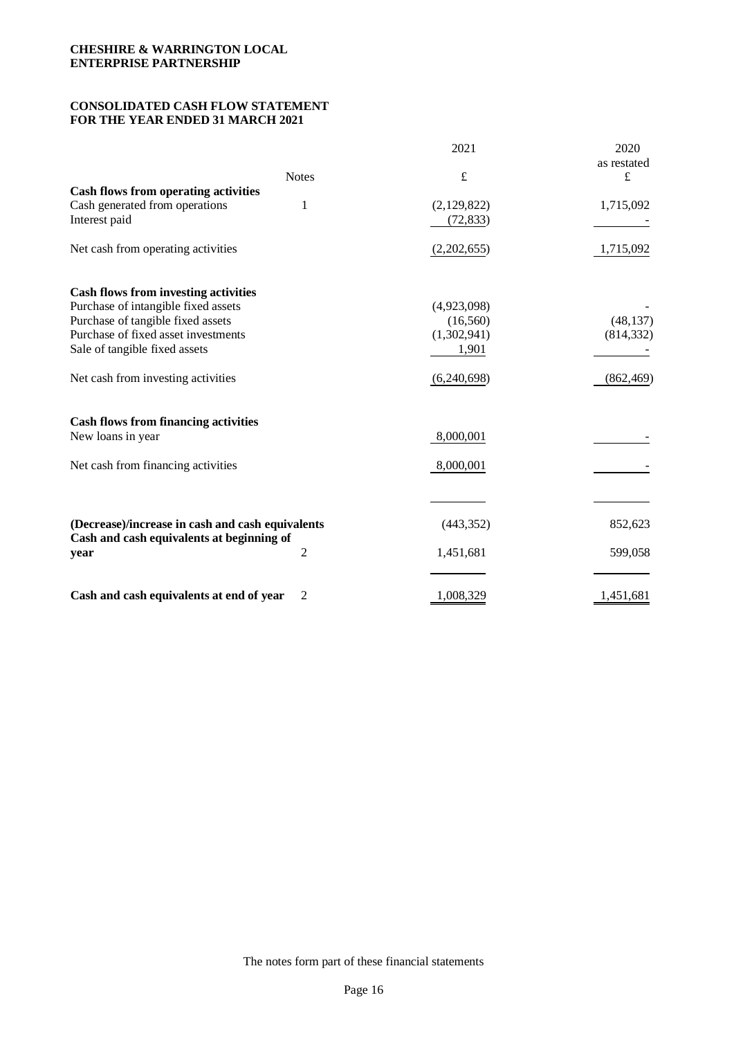**CHESHIRE & WARRINGTON LOCAL ENTERPRISE PARTNERSHIP**

## CONSOLIDATED CASH FLOW STATEMENT FOR THE YEAR ENDED 31 MARCH 2021

| | Notes | 2021 £ | 2020 as restated £ |
|---|---|---|---|
| **Cash flows from operating activities** | | | |
| Cash generated from operations | 1 | (2,129,822) | 1,715,092 |
| Interest paid | | (72,833) | - |
| Net cash from operating activities | | (2,202,655) | 1,715,092 |
| **Cash flows from investing activities** | | | |
| Purchase of intangible fixed assets | | (4,923,098) | - |
| Purchase of tangible fixed assets | | (16,560) | (48,137) |
| Purchase of fixed asset investments | | (1,302,941) | (814,332) |
| Sale of tangible fixed assets | | 1,901 | - |
| Net cash from investing activities | | (6,240,698) | (862,469) |
| **Cash flows from financing activities** | | | |
| New loans in year | | 8,000,001 | - |
| Net cash from financing activities | | 8,000,001 | - |
| **(Decrease)/increase in cash and cash equivalents** | | (443,352) | 852,623 |
| **Cash and cash equivalents at beginning of year** | 2 | 1,451,681 | 599,058 |
| **Cash and cash equivalents at end of year** | 2 | 1,008,329 | 1,451,681 |

The notes form part of these financial statements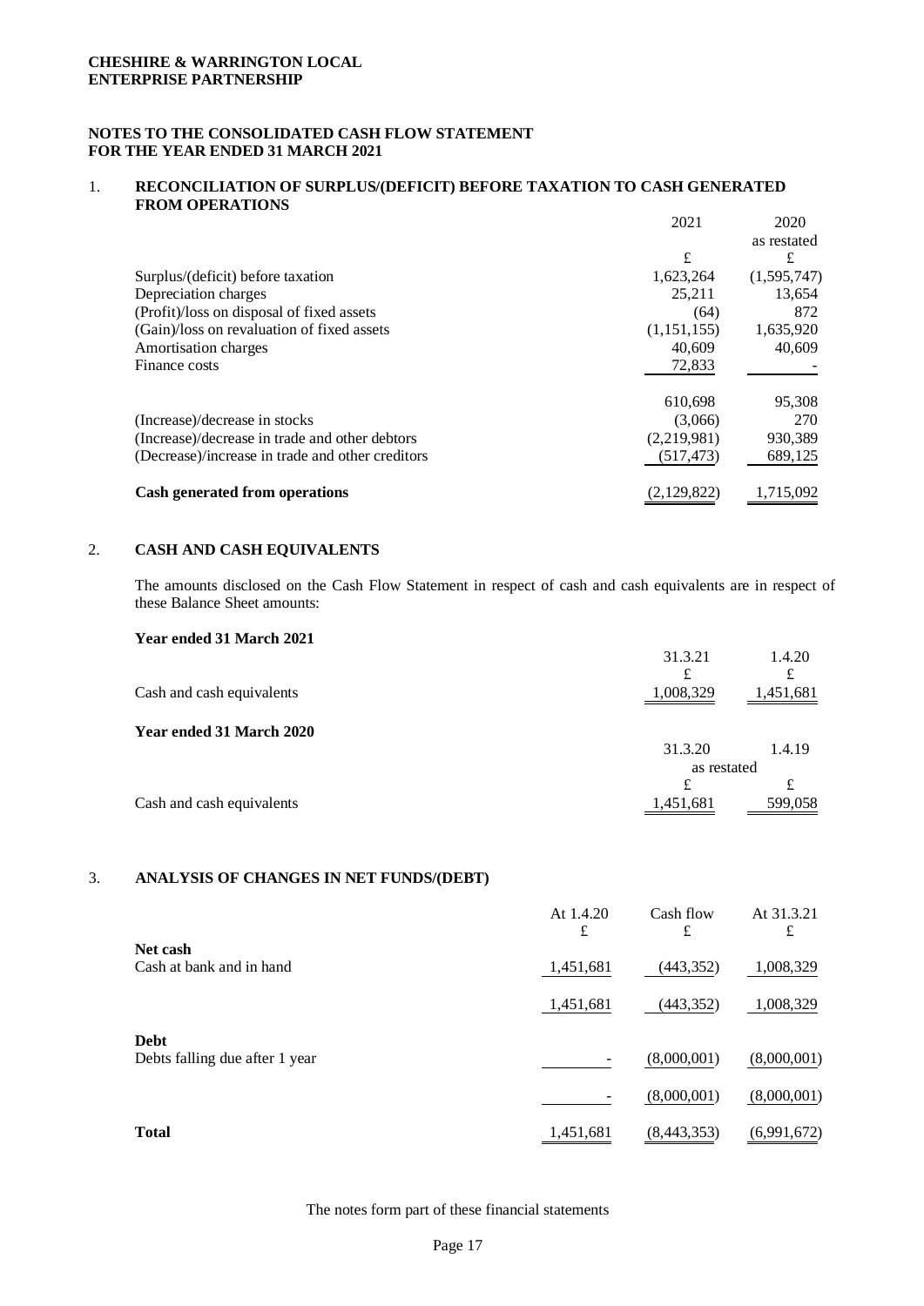**CHESHIRE & WARRINGTON LOCAL ENTERPRISE PARTNERSHIP**

**NOTES TO THE CONSOLIDATED CASH FLOW STATEMENT FOR THE YEAR ENDED 31 MARCH 2021**

## 1. RECONCILIATION OF SURPLUS/(DEFICIT) BEFORE TAXATION TO CASH GENERATED FROM OPERATIONS

| | 2021 | 2020 as restated |
|---|---|---|
| | £ | £ |
| Surplus/(deficit) before taxation | 1,623,264 | (1,595,747) |
| Depreciation charges | 25,211 | 13,654 |
| (Profit)/loss on disposal of fixed assets | (64) | 872 |
| (Gain)/loss on revaluation of fixed assets | (1,151,155) | 1,635,920 |
| Amortisation charges | 40,609 | 40,609 |
| Finance costs | 72,833 | - |
| | 610,698 | 95,308 |
| (Increase)/decrease in stocks | (3,066) | 270 |
| (Increase)/decrease in trade and other debtors | (2,219,981) | 930,389 |
| (Decrease)/increase in trade and other creditors | (517,473) | 689,125 |
| **Cash generated from operations** | (2,129,822) | 1,715,092 |

## 2. CASH AND CASH EQUIVALENTS

The amounts disclosed on the Cash Flow Statement in respect of cash and cash equivalents are in respect of these Balance Sheet amounts:

**Year ended 31 March 2021**

| | 31.3.21 | 1.4.20 |
|---|---|---|
| | £ | £ |
| Cash and cash equivalents | 1,008,329 | 1,451,681 |

**Year ended 31 March 2020**

| | 31.3.20 as restated | 1.4.19 |
|---|---|---|
| | £ | £ |
| Cash and cash equivalents | 1,451,681 | 599,058 |

## 3. ANALYSIS OF CHANGES IN NET FUNDS/(DEBT)

| | At 1.4.20 | Cash flow | At 31.3.21 |
|---|---|---|---|
| | £ | £ | £ |
| **Net cash** | | | |
| Cash at bank and in hand | 1,451,681 | (443,352) | 1,008,329 |
| | 1,451,681 | (443,352) | 1,008,329 |
| **Debt** | | | |
| Debts falling due after 1 year | - | (8,000,001) | (8,000,001) |
| | - | (8,000,001) | (8,000,001) |
| **Total** | 1,451,681 | (8,443,353) | (6,991,672) |

The notes form part of these financial statements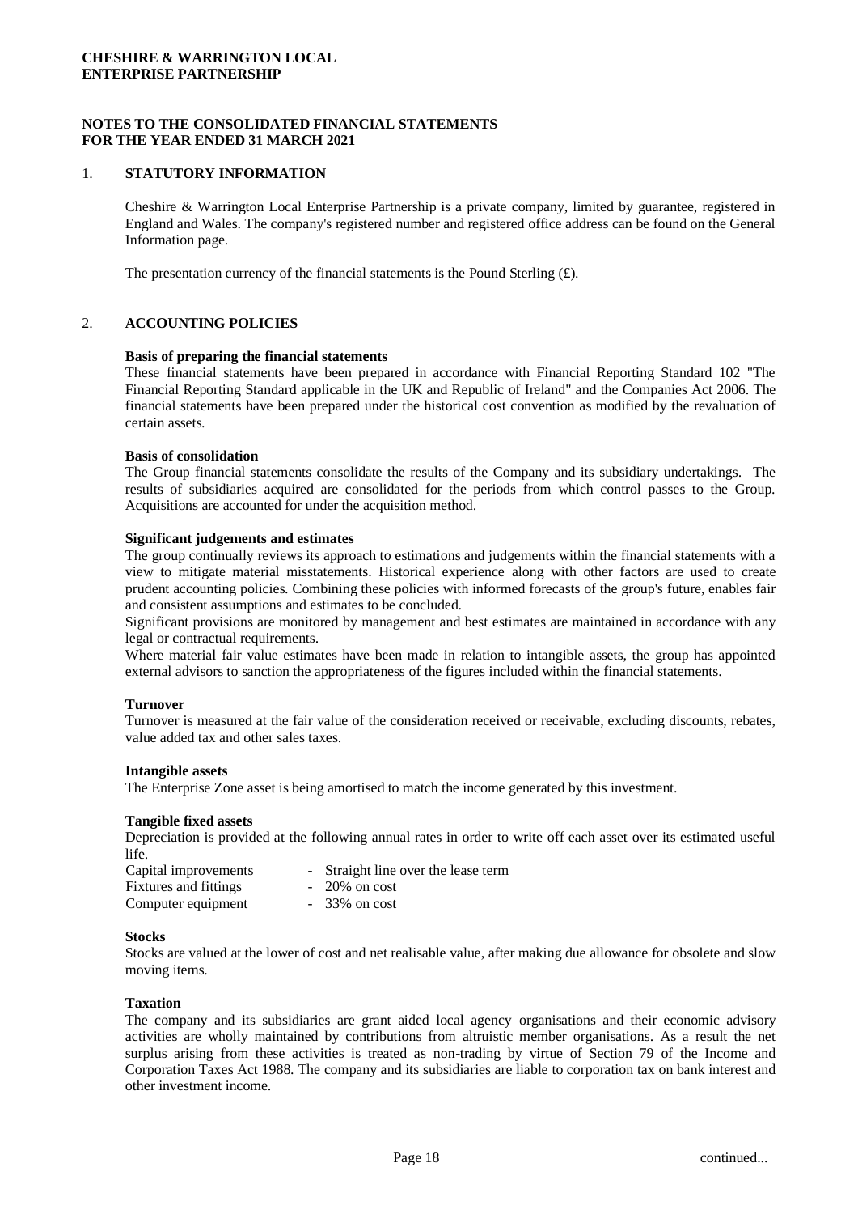**CHESHIRE & WARRINGTON LOCAL ENTERPRISE PARTNERSHIP**

**NOTES TO THE CONSOLIDATED FINANCIAL STATEMENTS FOR THE YEAR ENDED 31 MARCH 2021**

## 1. STATUTORY INFORMATION

Cheshire & Warrington Local Enterprise Partnership is a private company, limited by guarantee, registered in England and Wales. The company's registered number and registered office address can be found on the General Information page.

The presentation currency of the financial statements is the Pound Sterling (£).

## 2. ACCOUNTING POLICIES

**Basis of preparing the financial statements**

These financial statements have been prepared in accordance with Financial Reporting Standard 102 "The Financial Reporting Standard applicable in the UK and Republic of Ireland" and the Companies Act 2006. The financial statements have been prepared under the historical cost convention as modified by the revaluation of certain assets.

**Basis of consolidation**

The Group financial statements consolidate the results of the Company and its subsidiary undertakings. The results of subsidiaries acquired are consolidated for the periods from which control passes to the Group. Acquisitions are accounted for under the acquisition method.

**Significant judgements and estimates**

The group continually reviews its approach to estimations and judgements within the financial statements with a view to mitigate material misstatements. Historical experience along with other factors are used to create prudent accounting policies. Combining these policies with informed forecasts of the group's future, enables fair and consistent assumptions and estimates to be concluded.

Significant provisions are monitored by management and best estimates are maintained in accordance with any legal or contractual requirements.

Where material fair value estimates have been made in relation to intangible assets, the group has appointed external advisors to sanction the appropriateness of the figures included within the financial statements.

**Turnover**

Turnover is measured at the fair value of the consideration received or receivable, excluding discounts, rebates, value added tax and other sales taxes.

**Intangible assets**

The Enterprise Zone asset is being amortised to match the income generated by this investment.

**Tangible fixed assets**

Depreciation is provided at the following annual rates in order to write off each asset over its estimated useful life.

| | |
|---|---|
| Capital improvements | - Straight line over the lease term |
| Fixtures and fittings | - 20% on cost |
| Computer equipment | - 33% on cost |

**Stocks**

Stocks are valued at the lower of cost and net realisable value, after making due allowance for obsolete and slow moving items.

**Taxation**

The company and its subsidiaries are grant aided local agency organisations and their economic advisory activities are wholly maintained by contributions from altruistic member organisations. As a result the net surplus arising from these activities is treated as non-trading by virtue of Section 79 of the Income and Corporation Taxes Act 1988. The company and its subsidiaries are liable to corporation tax on bank interest and other investment income.

continued...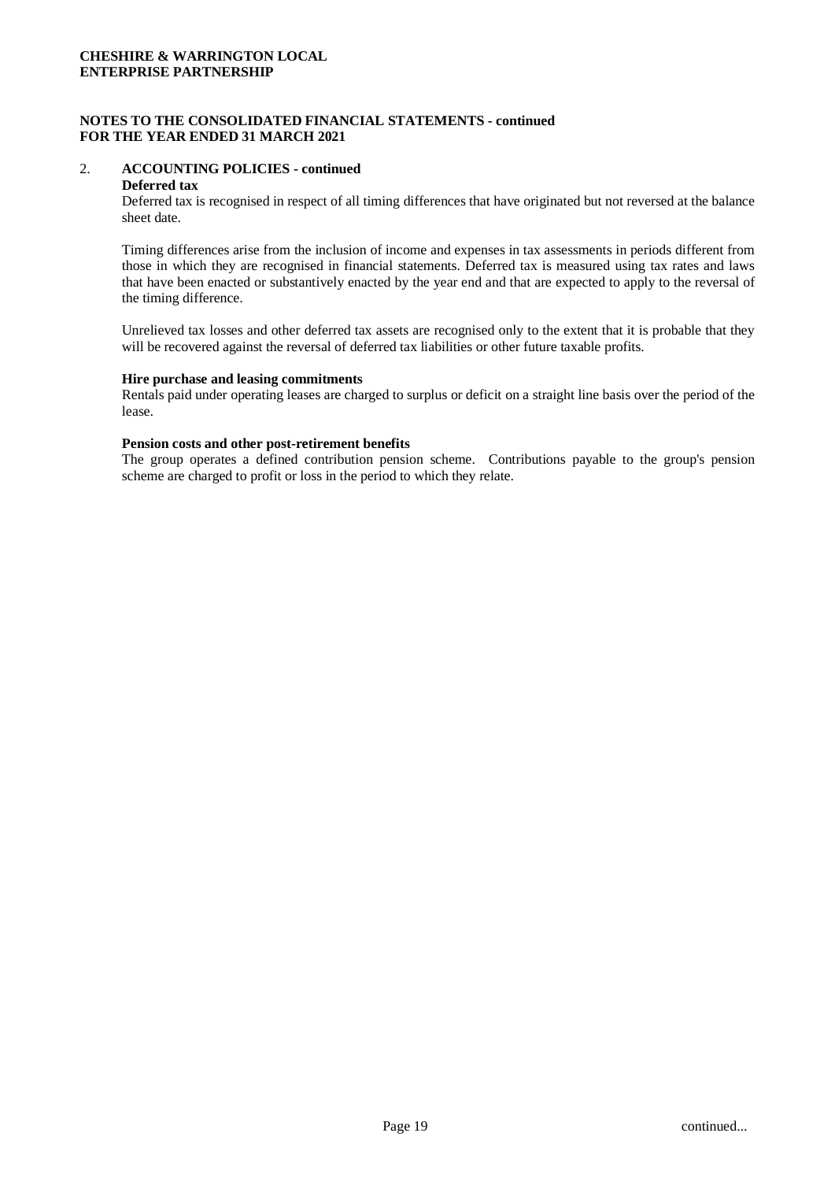## 2. ACCOUNTING POLICIES - continued

**Deferred tax**

Deferred tax is recognised in respect of all timing differences that have originated but not reversed at the balance sheet date.

Timing differences arise from the inclusion of income and expenses in tax assessments in periods different from those in which they are recognised in financial statements. Deferred tax is measured using tax rates and laws that have been enacted or substantively enacted by the year end and that are expected to apply to the reversal of the timing difference.

Unrelieved tax losses and other deferred tax assets are recognised only to the extent that it is probable that they will be recovered against the reversal of deferred tax liabilities or other future taxable profits.

**Hire purchase and leasing commitments**

Rentals paid under operating leases are charged to surplus or deficit on a straight line basis over the period of the lease.

**Pension costs and other post-retirement benefits**

The group operates a defined contribution pension scheme. Contributions payable to the group's pension scheme are charged to profit or loss in the period to which they relate.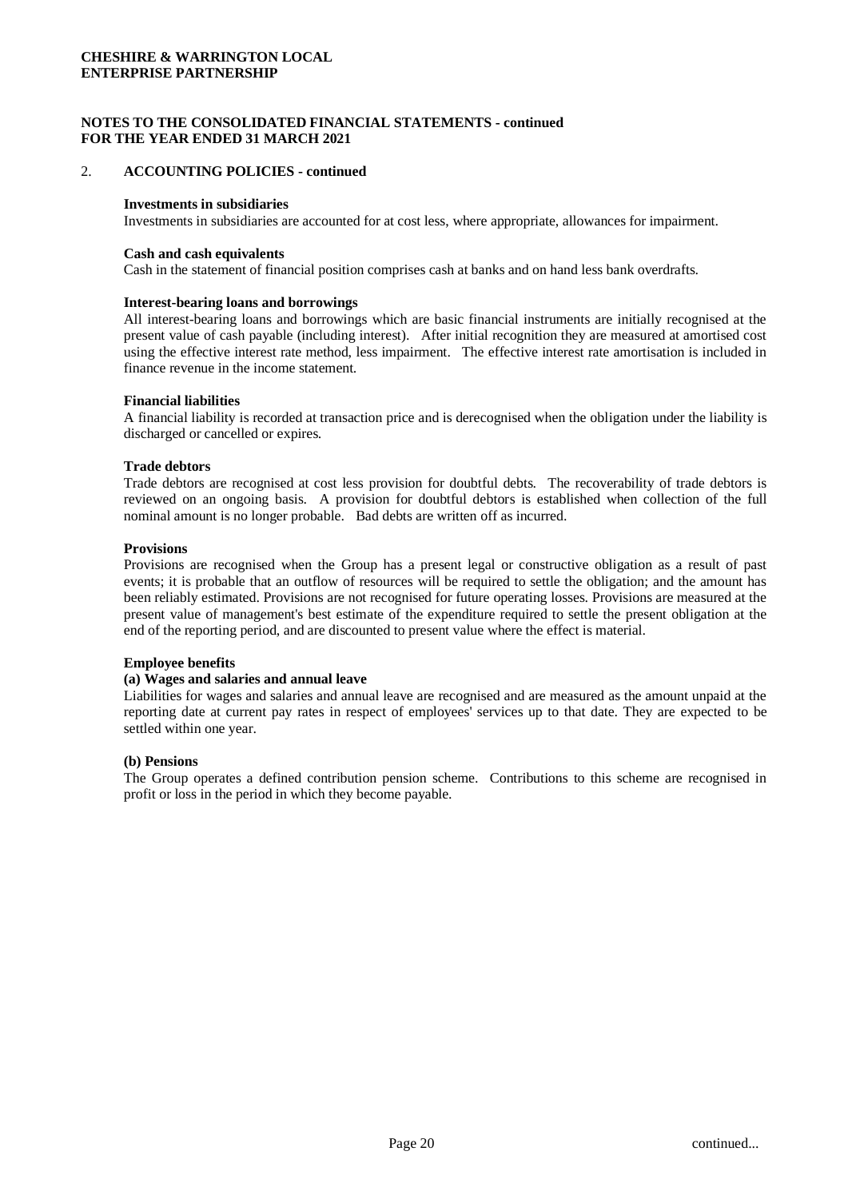## 2. ACCOUNTING POLICIES - continued

**Investments in subsidiaries**

Investments in subsidiaries are accounted for at cost less, where appropriate, allowances for impairment.

**Cash and cash equivalents**

Cash in the statement of financial position comprises cash at banks and on hand less bank overdrafts.

**Interest-bearing loans and borrowings**

All interest-bearing loans and borrowings which are basic financial instruments are initially recognised at the present value of cash payable (including interest). After initial recognition they are measured at amortised cost using the effective interest rate method, less impairment. The effective interest rate amortisation is included in finance revenue in the income statement.

**Financial liabilities**

A financial liability is recorded at transaction price and is derecognised when the obligation under the liability is discharged or cancelled or expires.

**Trade debtors**

Trade debtors are recognised at cost less provision for doubtful debts. The recoverability of trade debtors is reviewed on an ongoing basis. A provision for doubtful debtors is established when collection of the full nominal amount is no longer probable. Bad debts are written off as incurred.

**Provisions**

Provisions are recognised when the Group has a present legal or constructive obligation as a result of past events; it is probable that an outflow of resources will be required to settle the obligation; and the amount has been reliably estimated. Provisions are not recognised for future operating losses. Provisions are measured at the present value of management's best estimate of the expenditure required to settle the present obligation at the end of the reporting period, and are discounted to present value where the effect is material.

**Employee benefits**

**(a) Wages and salaries and annual leave**

Liabilities for wages and salaries and annual leave are recognised and are measured as the amount unpaid at the reporting date at current pay rates in respect of employees' services up to that date. They are expected to be settled within one year.

**(b) Pensions**

The Group operates a defined contribution pension scheme. Contributions to this scheme are recognised in profit or loss in the period in which they become payable.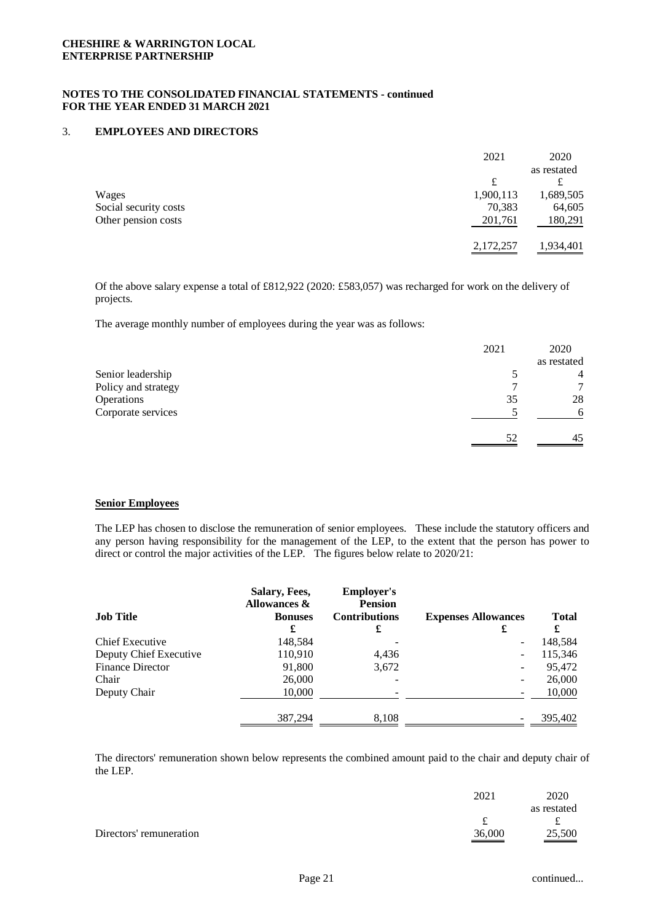**CHESHIRE & WARRINGTON LOCAL ENTERPRISE PARTNERSHIP**

**NOTES TO THE CONSOLIDATED FINANCIAL STATEMENTS - continued FOR THE YEAR ENDED 31 MARCH 2021**

## 3. EMPLOYEES AND DIRECTORS

| | 2021 | 2020 as restated |
|---|---|---|
| | £ | £ |
| Wages | 1,900,113 | 1,689,505 |
| Social security costs | 70,383 | 64,605 |
| Other pension costs | 201,761 | 180,291 |
| | 2,172,257 | 1,934,401 |

Of the above salary expense a total of £812,922 (2020: £583,057) was recharged for work on the delivery of projects.

The average monthly number of employees during the year was as follows:

| | 2021 | 2020 as restated |
|---|---|---|
| Senior leadership | 5 | 4 |
| Policy and strategy | 7 | 7 |
| Operations | 35 | 28 |
| Corporate services | 5 | 6 |
| | 52 | 45 |

**Senior Employees**

The LEP has chosen to disclose the remuneration of senior employees. These include the statutory officers and any person having responsibility for the management of the LEP, to the extent that the person has power to direct or control the major activities of the LEP. The figures below relate to 2020/21:

| Job Title | Salary, Fees, Allowances & Bonuses | Employer's Pension Contributions | Expenses Allowances | Total |
|---|---|---|---|---|
| | £ | £ | £ | £ |
| Chief Executive | 148,584 | - | - | 148,584 |
| Deputy Chief Executive | 110,910 | 4,436 | - | 115,346 |
| Finance Director | 91,800 | 3,672 | - | 95,472 |
| Chair | 26,000 | - | - | 26,000 |
| Deputy Chair | 10,000 | - | - | 10,000 |
| | 387,294 | 8,108 | - | 395,402 |

The directors' remuneration shown below represents the combined amount paid to the chair and deputy chair of the LEP.

| | 2021 | 2020 as restated |
|---|---|---|
| | £ | £ |
| Directors' remuneration | 36,000 | 25,500 |

continued...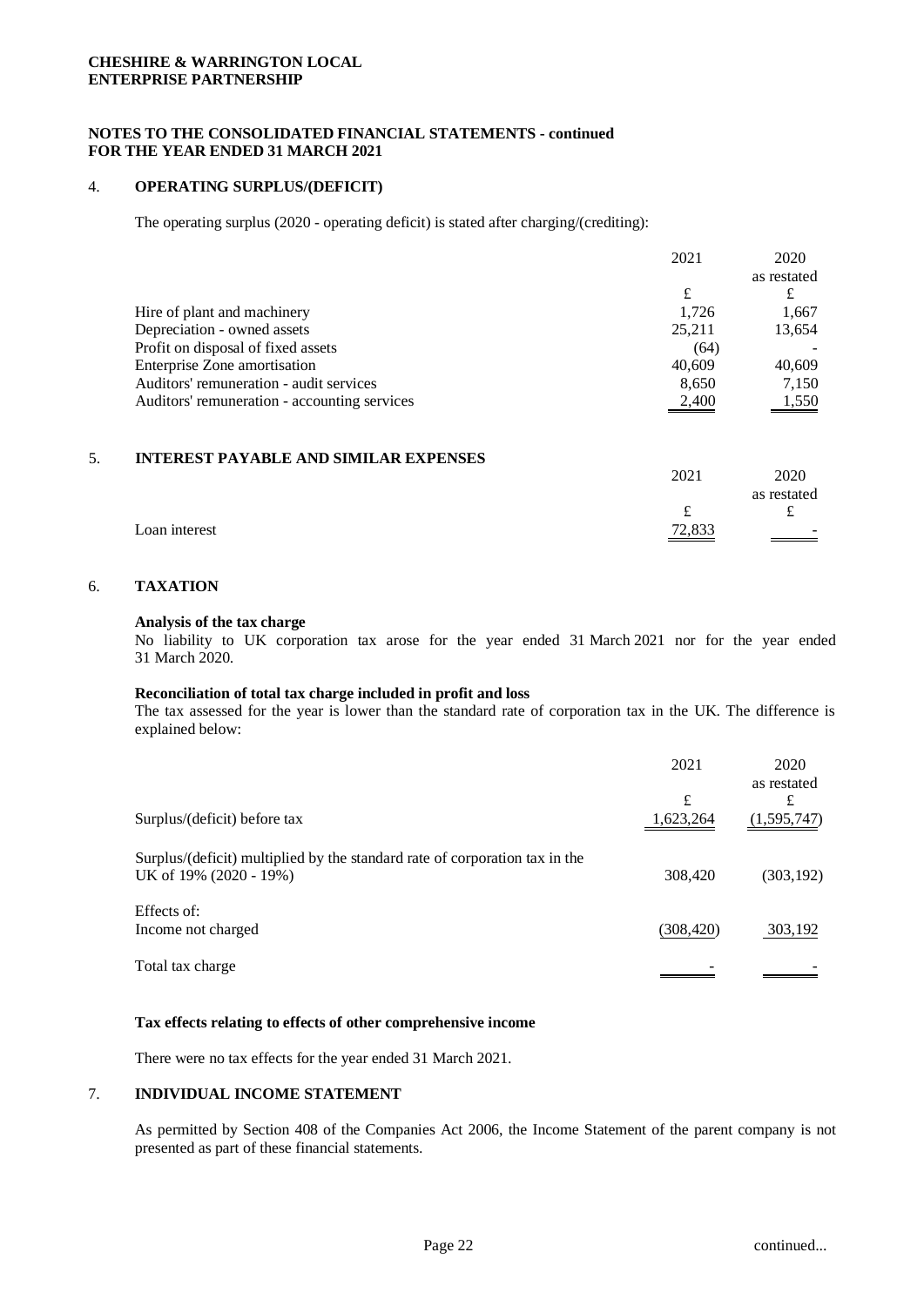**CHESHIRE & WARRINGTON LOCAL ENTERPRISE PARTNERSHIP**

**NOTES TO THE CONSOLIDATED FINANCIAL STATEMENTS - continued FOR THE YEAR ENDED 31 MARCH 2021**

## 4. OPERATING SURPLUS/(DEFICIT)

The operating surplus (2020 - operating deficit) is stated after charging/(crediting):

| | 2021 | 2020 as restated |
|---|---|---|
| | £ | £ |
| Hire of plant and machinery | 1,726 | 1,667 |
| Depreciation - owned assets | 25,211 | 13,654 |
| Profit on disposal of fixed assets | (64) | - |
| Enterprise Zone amortisation | 40,609 | 40,609 |
| Auditors' remuneration - audit services | 8,650 | 7,150 |
| Auditors' remuneration - accounting services | 2,400 | 1,550 |

## 5. INTEREST PAYABLE AND SIMILAR EXPENSES

| | 2021 | 2020 as restated |
|---|---|---|
| | £ | £ |
| Loan interest | 72,833 | - |

## 6. TAXATION

**Analysis of the tax charge**

No liability to UK corporation tax arose for the year ended 31 March 2021 nor for the year ended 31 March 2020.

**Reconciliation of total tax charge included in profit and loss**

The tax assessed for the year is lower than the standard rate of corporation tax in the UK. The difference is explained below:

| | 2021 | 2020 as restated |
|---|---|---|
| | £ | £ |
| Surplus/(deficit) before tax | 1,623,264 | (1,595,747) |
| Surplus/(deficit) multiplied by the standard rate of corporation tax in the UK of 19% (2020 - 19%) | 308,420 | (303,192) |
| Effects of: | | |
| Income not charged | (308,420) | 303,192 |
| Total tax charge | - | - |

**Tax effects relating to effects of other comprehensive income**

There were no tax effects for the year ended 31 March 2021.

## 7. INDIVIDUAL INCOME STATEMENT

As permitted by Section 408 of the Companies Act 2006, the Income Statement of the parent company is not presented as part of these financial statements.

continued...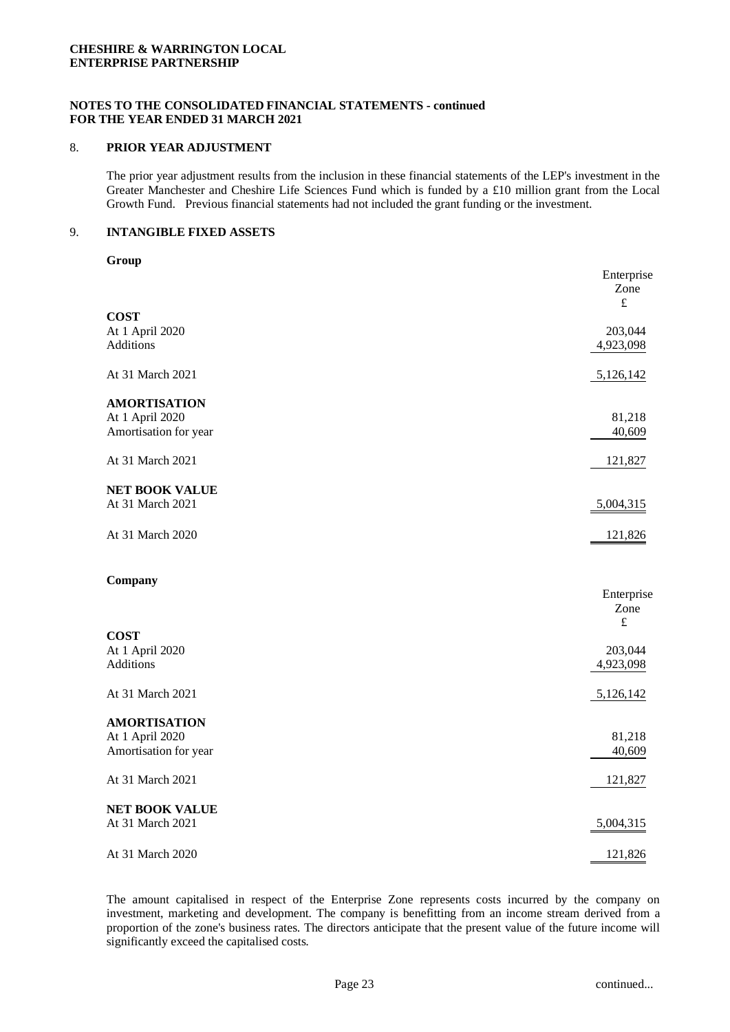**CHESHIRE & WARRINGTON LOCAL ENTERPRISE PARTNERSHIP**

**NOTES TO THE CONSOLIDATED FINANCIAL STATEMENTS - continued FOR THE YEAR ENDED 31 MARCH 2021**

## 8. PRIOR YEAR ADJUSTMENT

The prior year adjustment results from the inclusion in these financial statements of the LEP's investment in the Greater Manchester and Cheshire Life Sciences Fund which is funded by a £10 million grant from the Local Growth Fund. Previous financial statements had not included the grant funding or the investment.

## 9. INTANGIBLE FIXED ASSETS

**Group**

| | Enterprise Zone £ |
|---|---|
| **COST** | |
| At 1 April 2020 | 203,044 |
| Additions | 4,923,098 |
| At 31 March 2021 | 5,126,142 |
| **AMORTISATION** | |
| At 1 April 2020 | 81,218 |
| Amortisation for year | 40,609 |
| At 31 March 2021 | 121,827 |
| **NET BOOK VALUE** | |
| At 31 March 2021 | 5,004,315 |
| At 31 March 2020 | 121,826 |

**Company**

| | Enterprise Zone £ |
|---|---|
| **COST** | |
| At 1 April 2020 | 203,044 |
| Additions | 4,923,098 |
| At 31 March 2021 | 5,126,142 |
| **AMORTISATION** | |
| At 1 April 2020 | 81,218 |
| Amortisation for year | 40,609 |
| At 31 March 2021 | 121,827 |
| **NET BOOK VALUE** | |
| At 31 March 2021 | 5,004,315 |
| At 31 March 2020 | 121,826 |

The amount capitalised in respect of the Enterprise Zone represents costs incurred by the company on investment, marketing and development. The company is benefitting from an income stream derived from a proportion of the zone's business rates. The directors anticipate that the present value of the future income will significantly exceed the capitalised costs.

continued...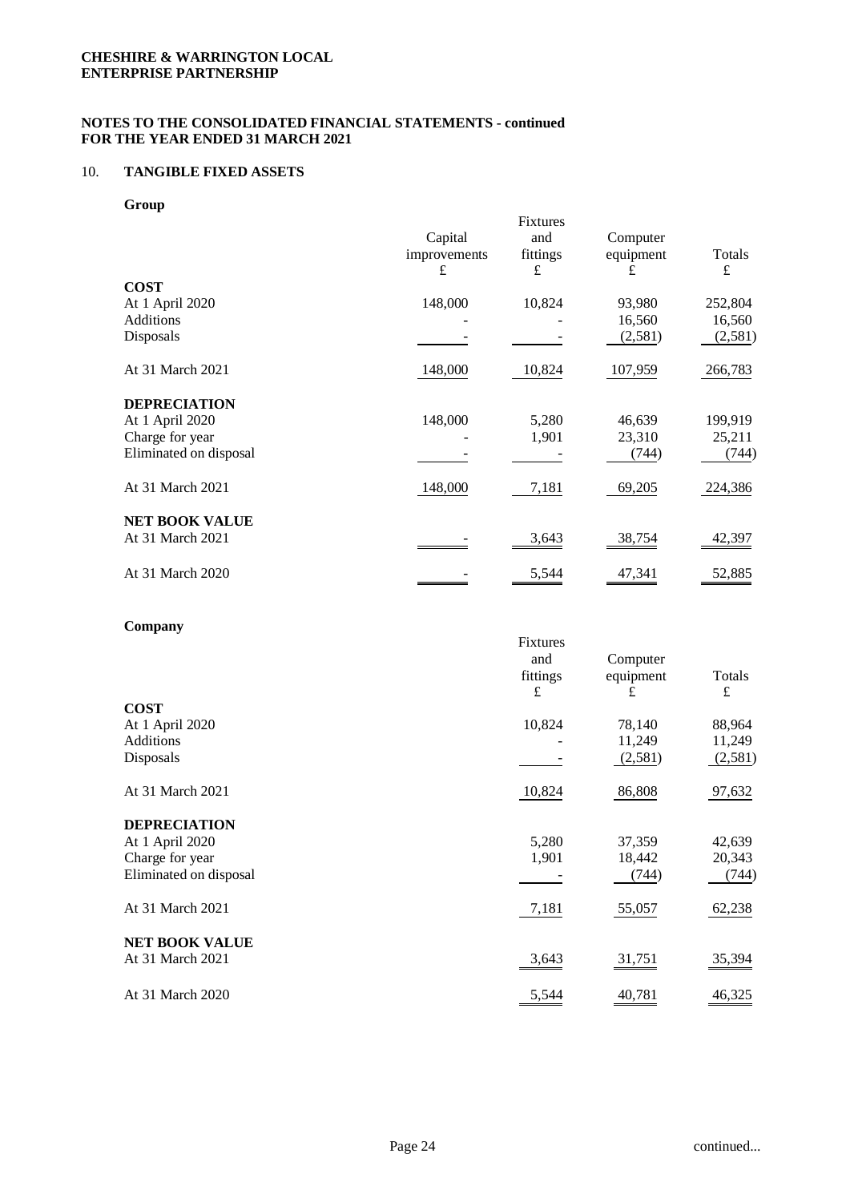**CHESHIRE & WARRINGTON LOCAL ENTERPRISE PARTNERSHIP**

**NOTES TO THE CONSOLIDATED FINANCIAL STATEMENTS - continued**
**FOR THE YEAR ENDED 31 MARCH 2021**

## 10. TANGIBLE FIXED ASSETS

### Group

| | Capital improvements £ | Fixtures and fittings £ | Computer equipment £ | Totals £ |
|---|---|---|---|---|
| **COST** | | | | |
| At 1 April 2020 | 148,000 | 10,824 | 93,980 | 252,804 |
| Additions | - | - | 16,560 | 16,560 |
| Disposals | - | - | (2,581) | (2,581) |
| At 31 March 2021 | 148,000 | 10,824 | 107,959 | 266,783 |
| **DEPRECIATION** | | | | |
| At 1 April 2020 | 148,000 | 5,280 | 46,639 | 199,919 |
| Charge for year | - | 1,901 | 23,310 | 25,211 |
| Eliminated on disposal | - | - | (744) | (744) |
| At 31 March 2021 | 148,000 | 7,181 | 69,205 | 224,386 |
| **NET BOOK VALUE** | | | | |
| At 31 March 2021 | - | 3,643 | 38,754 | 42,397 |
| At 31 March 2020 | - | 5,544 | 47,341 | 52,885 |

### Company

| | Fixtures and fittings £ | Computer equipment £ | Totals £ |
|---|---|---|---|
| **COST** | | | |
| At 1 April 2020 | 10,824 | 78,140 | 88,964 |
| Additions | - | 11,249 | 11,249 |
| Disposals | - | (2,581) | (2,581) |
| At 31 March 2021 | 10,824 | 86,808 | 97,632 |
| **DEPRECIATION** | | | |
| At 1 April 2020 | 5,280 | 37,359 | 42,639 |
| Charge for year | 1,901 | 18,442 | 20,343 |
| Eliminated on disposal | - | (744) | (744) |
| At 31 March 2021 | 7,181 | 55,057 | 62,238 |
| **NET BOOK VALUE** | | | |
| At 31 March 2021 | 3,643 | 31,751 | 35,394 |
| At 31 March 2020 | 5,544 | 40,781 | 46,325 |

continued...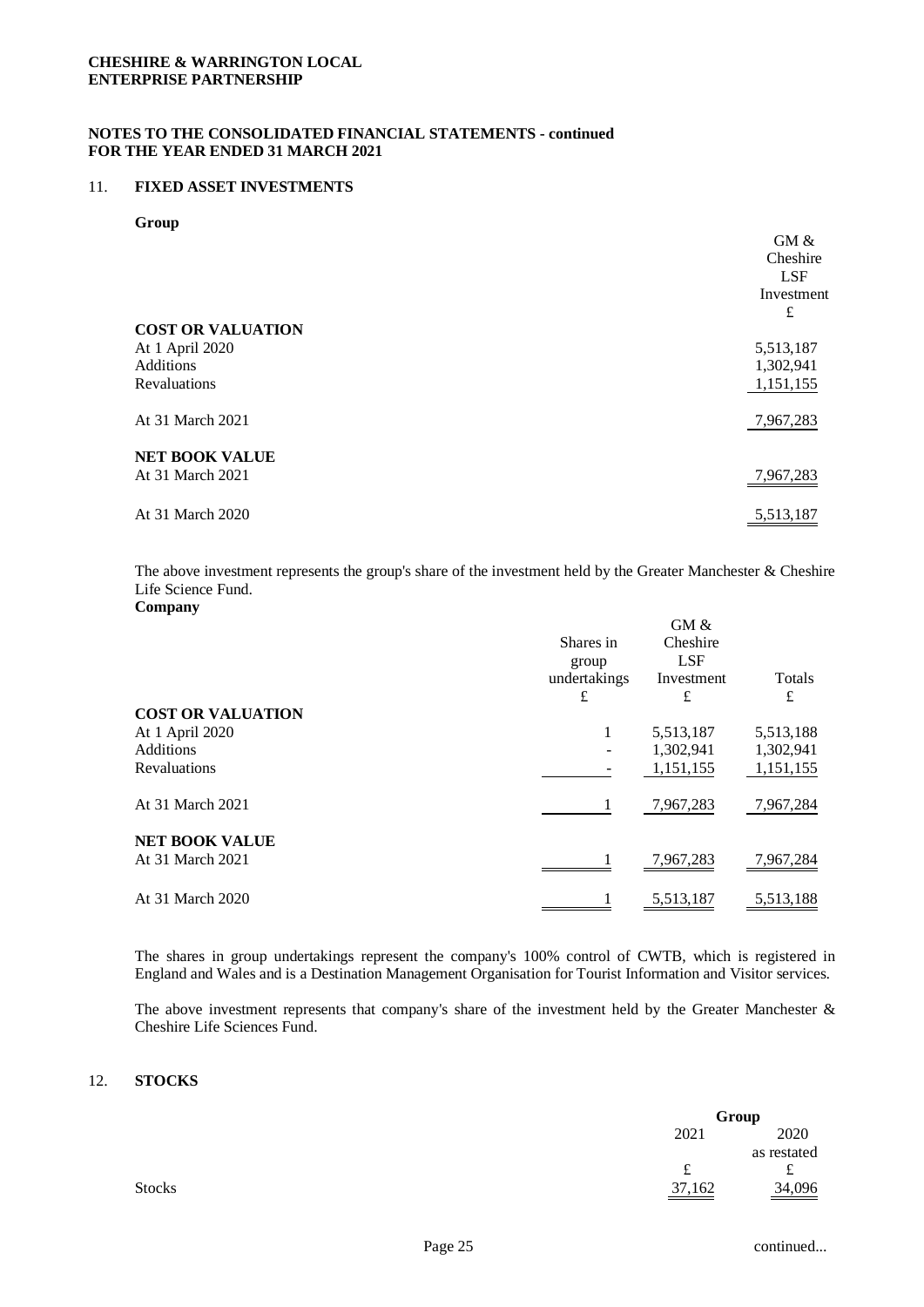**CHESHIRE & WARRINGTON LOCAL ENTERPRISE PARTNERSHIP**

**NOTES TO THE CONSOLIDATED FINANCIAL STATEMENTS - continued FOR THE YEAR ENDED 31 MARCH 2021**

## 11. FIXED ASSET INVESTMENTS

**Group**

| | GM & Cheshire LSF Investment £ |
|---|---|
| **COST OR VALUATION** | |
| At 1 April 2020 | 5,513,187 |
| Additions | 1,302,941 |
| Revaluations | 1,151,155 |
| At 31 March 2021 | 7,967,283 |
| **NET BOOK VALUE** | |
| At 31 March 2021 | 7,967,283 |
| At 31 March 2020 | 5,513,187 |

The above investment represents the group's share of the investment held by the Greater Manchester & Cheshire Life Science Fund.

**Company**

| | Shares in group undertakings £ | GM & Cheshire LSF Investment £ | Totals £ |
|---|---|---|---|
| **COST OR VALUATION** | | | |
| At 1 April 2020 | 1 | 5,513,187 | 5,513,188 |
| Additions | - | 1,302,941 | 1,302,941 |
| Revaluations | - | 1,151,155 | 1,151,155 |
| At 31 March 2021 | 1 | 7,967,283 | 7,967,284 |
| **NET BOOK VALUE** | | | |
| At 31 March 2021 | 1 | 7,967,283 | 7,967,284 |
| At 31 March 2020 | 1 | 5,513,187 | 5,513,188 |

The shares in group undertakings represent the company's 100% control of CWTB, which is registered in England and Wales and is a Destination Management Organisation for Tourist Information and Visitor services.

The above investment represents that company's share of the investment held by the Greater Manchester & Cheshire Life Sciences Fund.

## 12. STOCKS

| | Group | |
|---|---|---|
| | 2021 | 2020 as restated |
| | £ | £ |
| Stocks | 37,162 | 34,096 |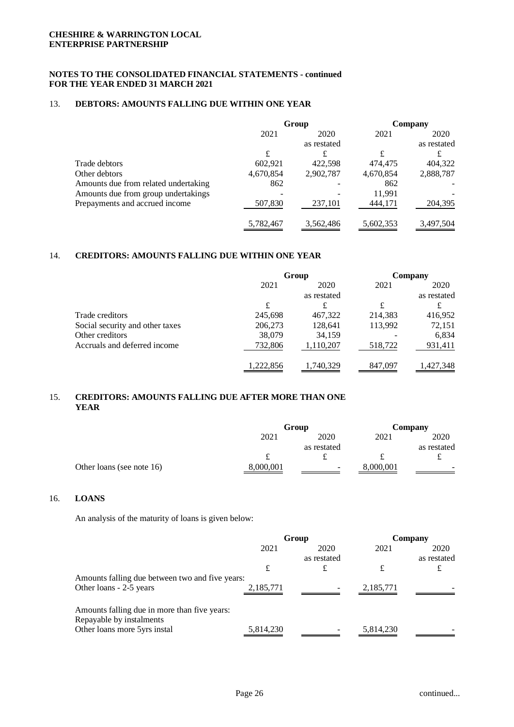**CHESHIRE & WARRINGTON LOCAL ENTERPRISE PARTNERSHIP**

**NOTES TO THE CONSOLIDATED FINANCIAL STATEMENTS - continued FOR THE YEAR ENDED 31 MARCH 2021**

## 13. DEBTORS: AMOUNTS FALLING DUE WITHIN ONE YEAR

| | Group | | Company | |
|---|---|---|---|---|
| | 2021 | 2020 as restated | 2021 | 2020 as restated |
| | £ | £ | £ | £ |
| Trade debtors | 602,921 | 422,598 | 474,475 | 404,322 |
| Other debtors | 4,670,854 | 2,902,787 | 4,670,854 | 2,888,787 |
| Amounts due from related undertaking | 862 | - | 862 | - |
| Amounts due from group undertakings | - | - | 11,991 | - |
| Prepayments and accrued income | 507,830 | 237,101 | 444,171 | 204,395 |
| | 5,782,467 | 3,562,486 | 5,602,353 | 3,497,504 |

## 14. CREDITORS: AMOUNTS FALLING DUE WITHIN ONE YEAR

| | Group | | Company | |
|---|---|---|---|---|
| | 2021 | 2020 as restated | 2021 | 2020 as restated |
| | £ | £ | £ | £ |
| Trade creditors | 245,698 | 467,322 | 214,383 | 416,952 |
| Social security and other taxes | 206,273 | 128,641 | 113,992 | 72,151 |
| Other creditors | 38,079 | 34,159 | - | 6,834 |
| Accruals and deferred income | 732,806 | 1,110,207 | 518,722 | 931,411 |
| | 1,222,856 | 1,740,329 | 847,097 | 1,427,348 |

## 15. CREDITORS: AMOUNTS FALLING DUE AFTER MORE THAN ONE YEAR

| | Group | | Company | |
|---|---|---|---|---|
| | 2021 | 2020 as restated | 2021 | 2020 as restated |
| | £ | £ | £ | £ |
| Other loans (see note 16) | 8,000,001 | - | 8,000,001 | - |

## 16. LOANS

An analysis of the maturity of loans is given below:

| | Group | | Company | |
|---|---|---|---|---|
| | 2021 | 2020 as restated | 2021 | 2020 as restated |
| | £ | £ | £ | £ |
| Amounts falling due between two and five years: | | | | |
| Other loans - 2-5 years | 2,185,771 | - | 2,185,771 | - |
| Amounts falling due in more than five years: | | | | |
| Repayable by instalments | | | | |
| Other loans more 5yrs instal | 5,814,230 | - | 5,814,230 | - |

continued...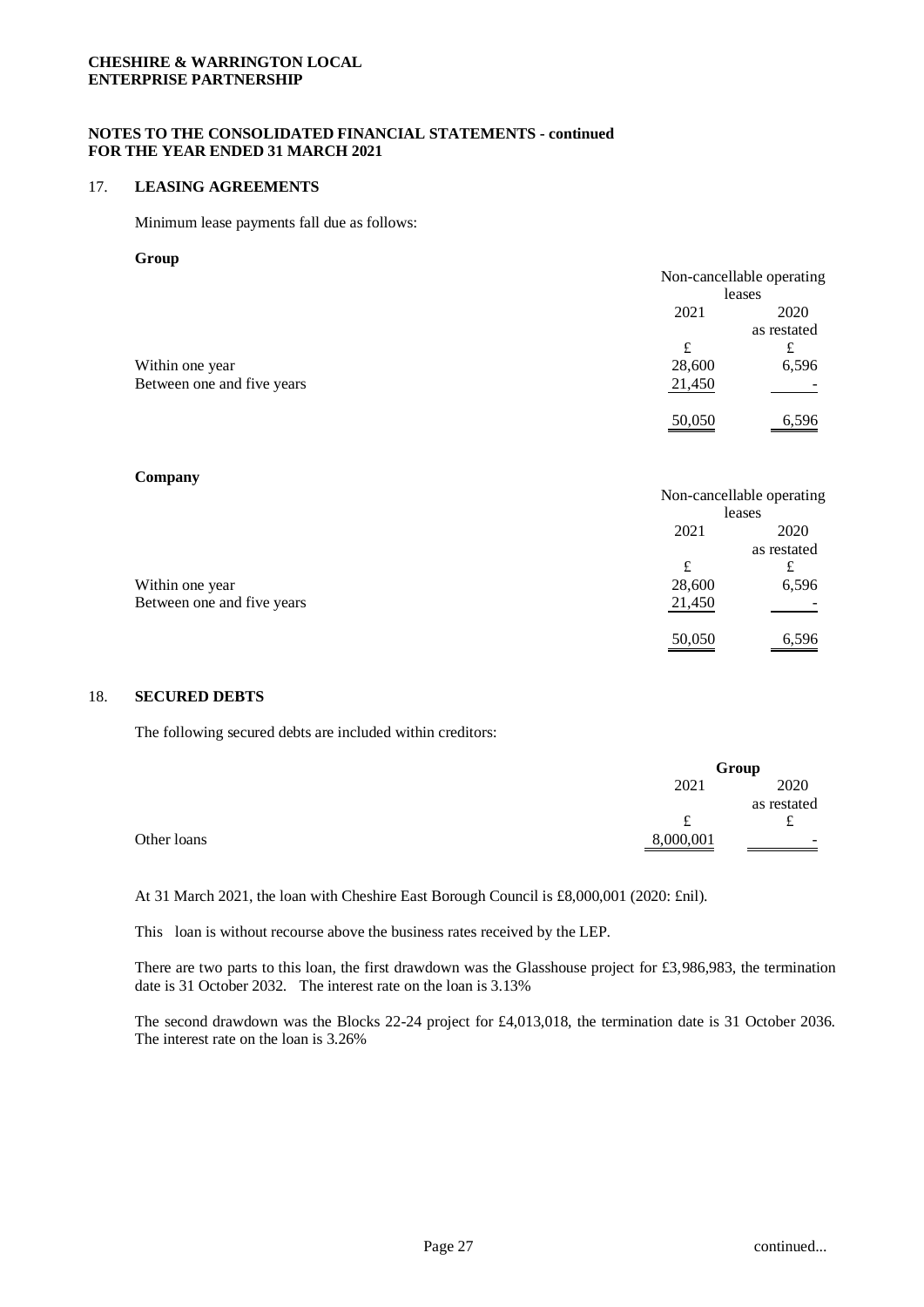**CHESHIRE & WARRINGTON LOCAL ENTERPRISE PARTNERSHIP**

**NOTES TO THE CONSOLIDATED FINANCIAL STATEMENTS - continued FOR THE YEAR ENDED 31 MARCH 2021**

## 17. LEASING AGREEMENTS

Minimum lease payments fall due as follows:

**Group**

| | Non-cancellable operating leases | |
|---|---|---|
| | 2021 | 2020 as restated |
| | £ | £ |
| Within one year | 28,600 | 6,596 |
| Between one and five years | 21,450 | - |
| | 50,050 | 6,596 |

**Company**

| | Non-cancellable operating leases | |
|---|---|---|
| | 2021 | 2020 as restated |
| | £ | £ |
| Within one year | 28,600 | 6,596 |
| Between one and five years | 21,450 | - |
| | 50,050 | 6,596 |

## 18. SECURED DEBTS

The following secured debts are included within creditors:

| | Group | |
|---|---|---|
| | 2021 | 2020 as restated |
| | £ | £ |
| Other loans | 8,000,001 | - |

At 31 March 2021, the loan with Cheshire East Borough Council is £8,000,001 (2020: £nil).

This loan is without recourse above the business rates received by the LEP.

There are two parts to this loan, the first drawdown was the Glasshouse project for £3,986,983, the termination date is 31 October 2032. The interest rate on the loan is 3.13%

The second drawdown was the Blocks 22-24 project for £4,013,018, the termination date is 31 October 2036. The interest rate on the loan is 3.26%

continued...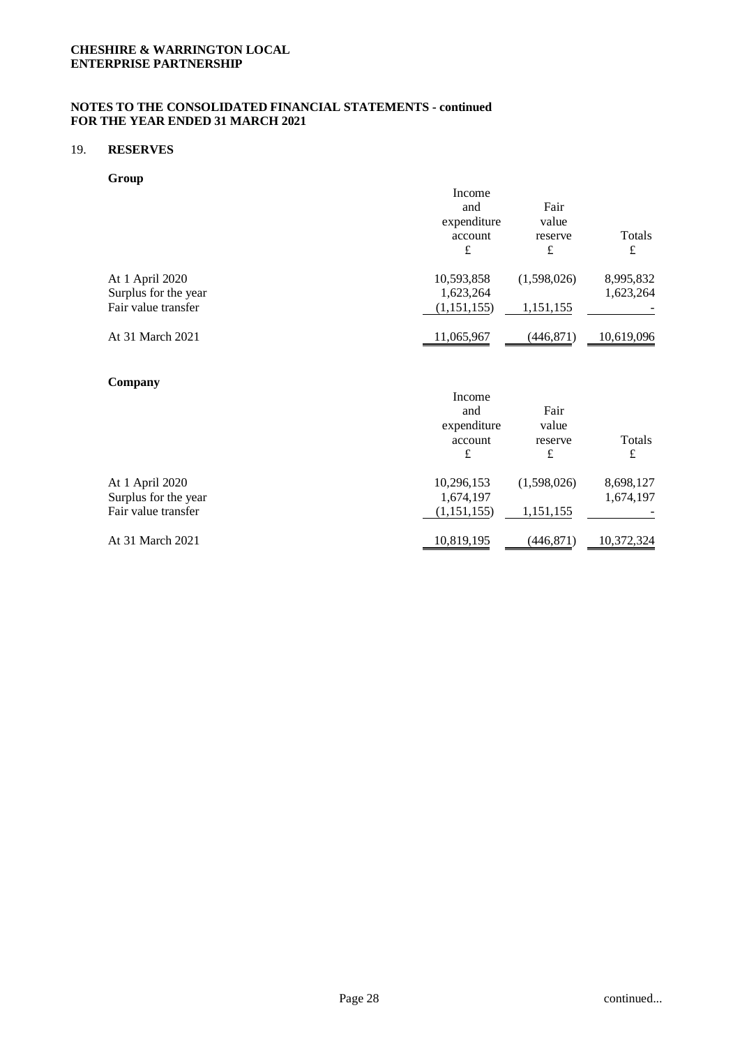**CHESHIRE & WARRINGTON LOCAL ENTERPRISE PARTNERSHIP**

**NOTES TO THE CONSOLIDATED FINANCIAL STATEMENTS - continued FOR THE YEAR ENDED 31 MARCH 2021**

## 19. RESERVES

### Group

| | Income and expenditure account £ | Fair value reserve £ | Totals £ |
|---|---|---|---|
| At 1 April 2020 | 10,593,858 | (1,598,026) | 8,995,832 |
| Surplus for the year | 1,623,264 | | 1,623,264 |
| Fair value transfer | (1,151,155) | 1,151,155 | - |
| At 31 March 2021 | 11,065,967 | (446,871) | 10,619,096 |

### Company

| | Income and expenditure account £ | Fair value reserve £ | Totals £ |
|---|---|---|---|
| At 1 April 2020 | 10,296,153 | (1,598,026) | 8,698,127 |
| Surplus for the year | 1,674,197 | | 1,674,197 |
| Fair value transfer | (1,151,155) | 1,151,155 | - |
| At 31 March 2021 | 10,819,195 | (446,871) | 10,372,324 |

continued...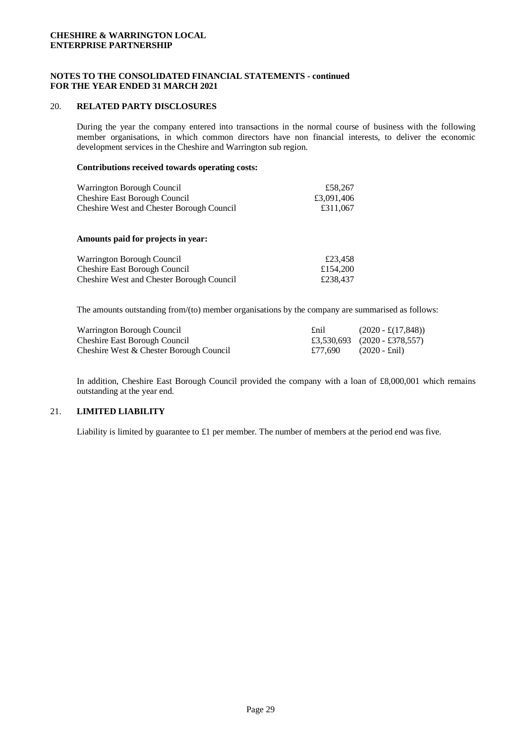**CHESHIRE & WARRINGTON LOCAL ENTERPRISE PARTNERSHIP**

**NOTES TO THE CONSOLIDATED FINANCIAL STATEMENTS - continued FOR THE YEAR ENDED 31 MARCH 2021**

## 20. RELATED PARTY DISCLOSURES

During the year the company entered into transactions in the normal course of business with the following member organisations, in which common directors have non financial interests, to deliver the economic development services in the Cheshire and Warrington sub region.

**Contributions received towards operating costs:**

| | |
|---|---|
| Warrington Borough Council | £58,267 |
| Cheshire East Borough Council | £3,091,406 |
| Cheshire West and Chester Borough Council | £311,067 |

**Amounts paid for projects in year:**

| | |
|---|---|
| Warrington Borough Council | £23,458 |
| Cheshire East Borough Council | £154,200 |
| Cheshire West and Chester Borough Council | £238,437 |

The amounts outstanding from/(to) member organisations by the company are summarised as follows:

| | | |
|---|---|---|
| Warrington Borough Council | £nil | (2020 - £(17,848)) |
| Cheshire East Borough Council | £3,530,693 | (2020 - £378,557) |
| Cheshire West & Chester Borough Council | £77,690 | (2020 - £nil) |

In addition, Cheshire East Borough Council provided the company with a loan of £8,000,001 which remains outstanding at the year end.

## 21. LIMITED LIABILITY

Liability is limited by guarantee to £1 per member. The number of members at the period end was five.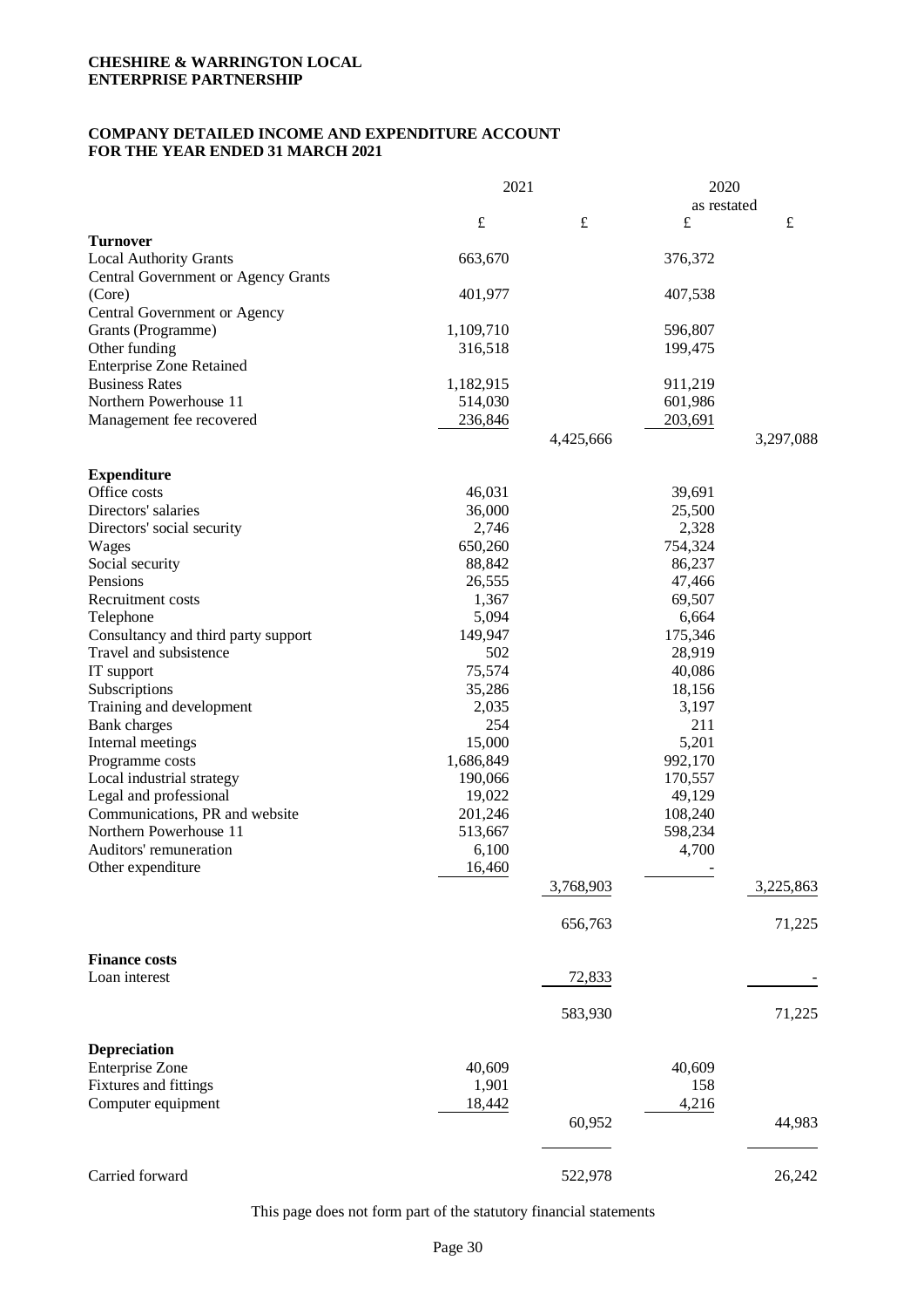**CHESHIRE & WARRINGTON LOCAL ENTERPRISE PARTNERSHIP**

**COMPANY DETAILED INCOME AND EXPENDITURE ACCOUNT FOR THE YEAR ENDED 31 MARCH 2021**

| | 2021 | | 2020 as restated | |
|---|---|---|---|---|
| | £ | £ | £ | £ |
| **Turnover** | | | | |
| Local Authority Grants | 663,670 | | 376,372 | |
| Central Government or Agency Grants (Core) | 401,977 | | 407,538 | |
| Central Government or Agency Grants (Programme) | 1,109,710 | | 596,807 | |
| Other funding | 316,518 | | 199,475 | |
| Enterprise Zone Retained Business Rates | 1,182,915 | | 911,219 | |
| Northern Powerhouse 11 | 514,030 | | 601,986 | |
| Management fee recovered | 236,846 | | 203,691 | |
| | | 4,425,666 | | 3,297,088 |
| **Expenditure** | | | | |
| Office costs | 46,031 | | 39,691 | |
| Directors' salaries | 36,000 | | 25,500 | |
| Directors' social security | 2,746 | | 2,328 | |
| Wages | 650,260 | | 754,324 | |
| Social security | 88,842 | | 86,237 | |
| Pensions | 26,555 | | 47,466 | |
| Recruitment costs | 1,367 | | 69,507 | |
| Telephone | 5,094 | | 6,664 | |
| Consultancy and third party support | 149,947 | | 175,346 | |
| Travel and subsistence | 502 | | 28,919 | |
| IT support | 75,574 | | 40,086 | |
| Subscriptions | 35,286 | | 18,156 | |
| Training and development | 2,035 | | 3,197 | |
| Bank charges | 254 | | 211 | |
| Internal meetings | 15,000 | | 5,201 | |
| Programme costs | 1,686,849 | | 992,170 | |
| Local industrial strategy | 190,066 | | 170,557 | |
| Legal and professional | 19,022 | | 49,129 | |
| Communications, PR and website | 201,246 | | 108,240 | |
| Northern Powerhouse 11 | 513,667 | | 598,234 | |
| Auditors' remuneration | 6,100 | | 4,700 | |
| Other expenditure | 16,460 | | - | |
| | | 3,768,903 | | 3,225,863 |
| | | 656,763 | | 71,225 |
| **Finance costs** | | | | |
| Loan interest | | 72,833 | | - |
| | | 583,930 | | 71,225 |
| **Depreciation** | | | | |
| Enterprise Zone | 40,609 | | 40,609 | |
| Fixtures and fittings | 1,901 | | 158 | |
| Computer equipment | 18,442 | | 4,216 | |
| | | 60,952 | | 44,983 |
| Carried forward | | 522,978 | | 26,242 |

This page does not form part of the statutory financial statements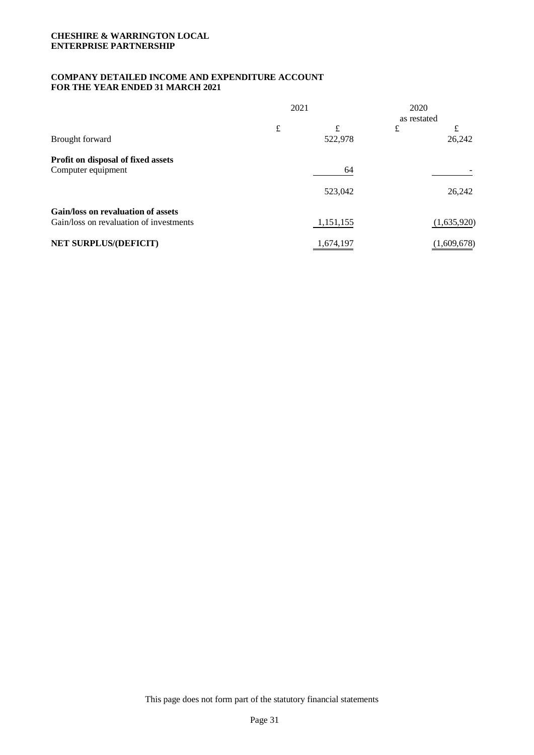**CHESHIRE & WARRINGTON LOCAL ENTERPRISE PARTNERSHIP**

## COMPANY DETAILED INCOME AND EXPENDITURE ACCOUNT FOR THE YEAR ENDED 31 MARCH 2021

| | 2021 | | 2020 as restated | |
|---|---|---|---|---|
| | £ | £ | £ | £ |
| Brought forward | | 522,978 | | 26,242 |
| **Profit on disposal of fixed assets** | | | | |
| Computer equipment | | 64 | | - |
| | | 523,042 | | 26,242 |
| **Gain/loss on revaluation of assets** | | | | |
| Gain/loss on revaluation of investments | | 1,151,155 | | (1,635,920) |
| **NET SURPLUS/(DEFICIT)** | | 1,674,197 | | (1,609,678) |

This page does not form part of the statutory financial statements